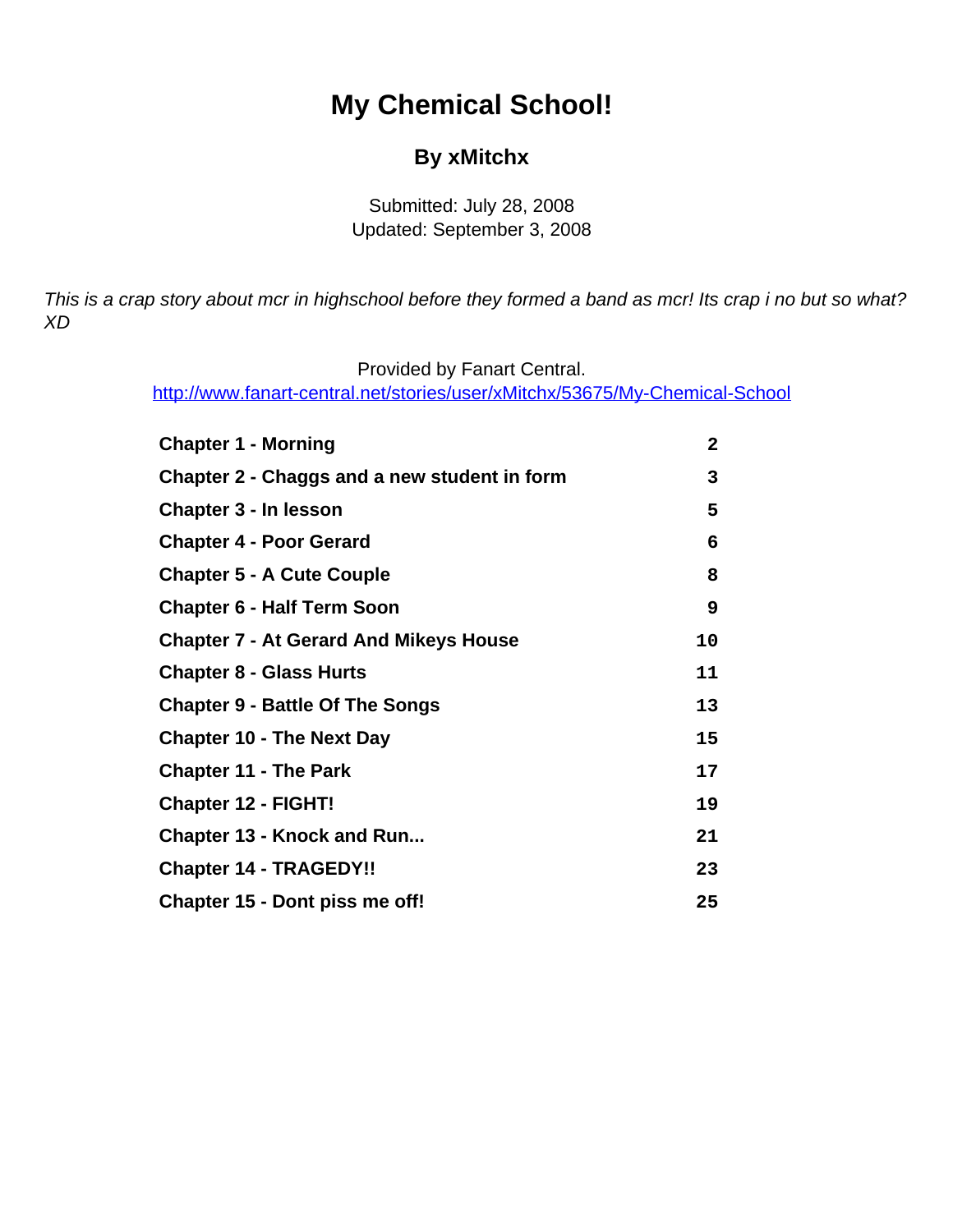# My Chemical School!

## By xMitchx

Submitted: July 28, 2008
Updated: September 3, 2008

*This is a crap story about mcr in highschool before they formed a band as mcr! Its crap i no but so what? XD*

Provided by Fanart Central.
http://www.fanart-central.net/stories/user/xMitchx/53675/My-Chemical-School

| | |
|---|---|
| **Chapter 1 - Morning** | **2** |
| **Chapter 2 - Chaggs and a new student in form** | **3** |
| **Chapter 3 - In lesson** | **5** |
| **Chapter 4 - Poor Gerard** | **6** |
| **Chapter 5 - A Cute Couple** | **8** |
| **Chapter 6 - Half Term Soon** | **9** |
| **Chapter 7 - At Gerard And Mikeys House** | **10** |
| **Chapter 8 - Glass Hurts** | **11** |
| **Chapter 9 - Battle Of The Songs** | **13** |
| **Chapter 10 - The Next Day** | **15** |
| **Chapter 11 - The Park** | **17** |
| **Chapter 12 - FIGHT!** | **19** |
| **Chapter 13 - Knock and Run...** | **21** |
| **Chapter 14 - TRAGEDY!!** | **23** |
| **Chapter 15 - Dont piss me off!** | **25** |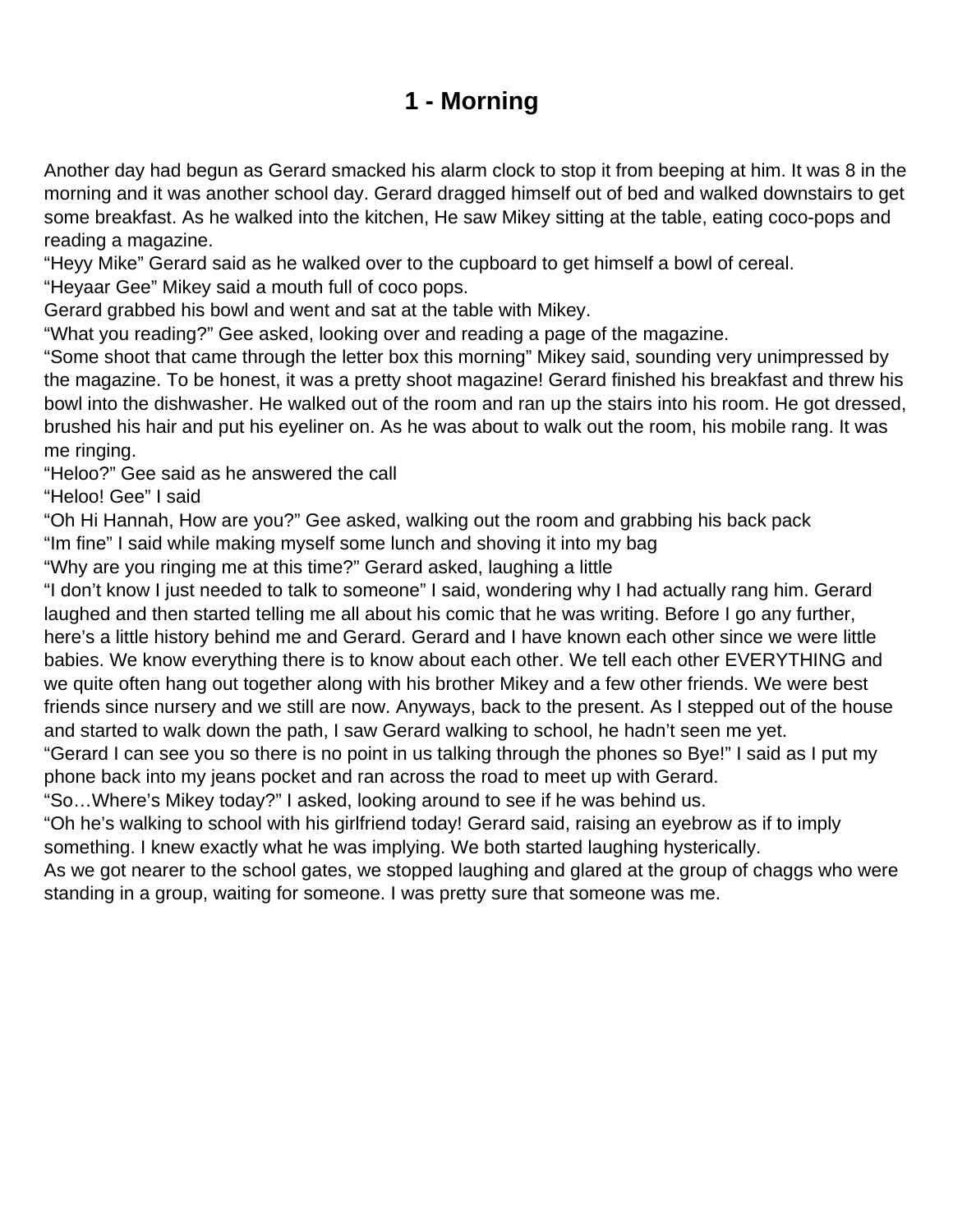# 1 - Morning

Another day had begun as Gerard smacked his alarm clock to stop it from beeping at him. It was 8 in the morning and it was another school day. Gerard dragged himself out of bed and walked downstairs to get some breakfast. As he walked into the kitchen, He saw Mikey sitting at the table, eating coco-pops and reading a magazine.
"Heyy Mike" Gerard said as he walked over to the cupboard to get himself a bowl of cereal.
"Heyaar Gee" Mikey said a mouth full of coco pops.
Gerard grabbed his bowl and went and sat at the table with Mikey.
"What you reading?" Gee asked, looking over and reading a page of the magazine.
"Some shoot that came through the letter box this morning" Mikey said, sounding very unimpressed by the magazine. To be honest, it was a pretty shoot magazine! Gerard finished his breakfast and threw his bowl into the dishwasher. He walked out of the room and ran up the stairs into his room. He got dressed, brushed his hair and put his eyeliner on. As he was about to walk out the room, his mobile rang. It was me ringing.
"Heloo?" Gee said as he answered the call
"Heloo! Gee" I said
"Oh Hi Hannah, How are you?" Gee asked, walking out the room and grabbing his back pack
"Im fine" I said while making myself some lunch and shoving it into my bag
"Why are you ringing me at this time?" Gerard asked, laughing a little
"I don't know I just needed to talk to someone" I said, wondering why I had actually rang him. Gerard laughed and then started telling me all about his comic that he was writing. Before I go any further, here's a little history behind me and Gerard. Gerard and I have known each other since we were little babies. We know everything there is to know about each other. We tell each other EVERYTHING and we quite often hang out together along with his brother Mikey and a few other friends. We were best friends since nursery and we still are now. Anyways, back to the present. As I stepped out of the house and started to walk down the path, I saw Gerard walking to school, he hadn't seen me yet.
"Gerard I can see you so there is no point in us talking through the phones so Bye!" I said as I put my phone back into my jeans pocket and ran across the road to meet up with Gerard.
"So…Where's Mikey today?" I asked, looking around to see if he was behind us.
"Oh he's walking to school with his girlfriend today! Gerard said, raising an eyebrow as if to imply something. I knew exactly what he was implying. We both started laughing hysterically.
As we got nearer to the school gates, we stopped laughing and glared at the group of chaggs who were standing in a group, waiting for someone. I was pretty sure that someone was me.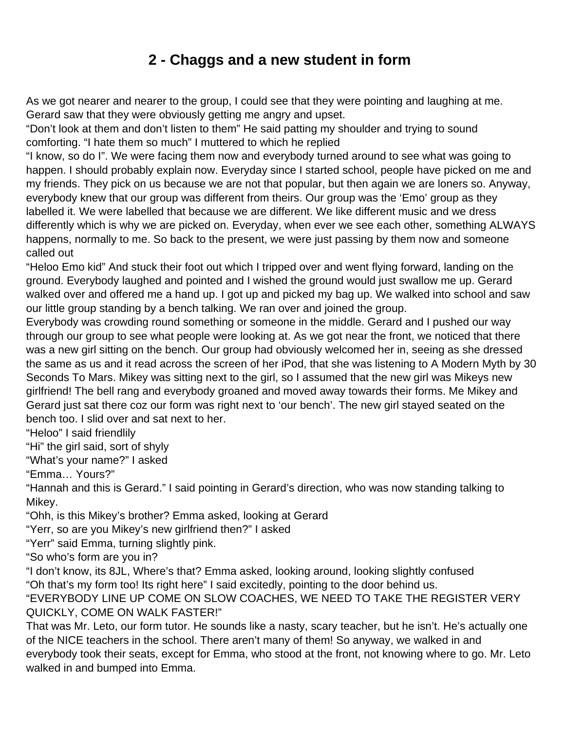# 2 - Chaggs and a new student in form

As we got nearer and nearer to the group, I could see that they were pointing and laughing at me. Gerard saw that they were obviously getting me angry and upset.
"Don't look at them and don't listen to them" He said patting my shoulder and trying to sound comforting. "I hate them so much" I muttered to which he replied
"I know, so do I". We were facing them now and everybody turned around to see what was going to happen. I should probably explain now. Everyday since I started school, people have picked on me and my friends. They pick on us because we are not that popular, but then again we are loners so. Anyway, everybody knew that our group was different from theirs. Our group was the 'Emo' group as they labelled it. We were labelled that because we are different. We like different music and we dress differently which is why we are picked on. Everyday, when ever we see each other, something ALWAYS happens, normally to me. So back to the present, we were just passing by them now and someone called out
"Heloo Emo kid" And stuck their foot out which I tripped over and went flying forward, landing on the ground. Everybody laughed and pointed and I wished the ground would just swallow me up. Gerard walked over and offered me a hand up. I got up and picked my bag up. We walked into school and saw our little group standing by a bench talking. We ran over and joined the group.
Everybody was crowding round something or someone in the middle. Gerard and I pushed our way through our group to see what people were looking at. As we got near the front, we noticed that there was a new girl sitting on the bench. Our group had obviously welcomed her in, seeing as she dressed the same as us and it read across the screen of her iPod, that she was listening to A Modern Myth by 30 Seconds To Mars. Mikey was sitting next to the girl, so I assumed that the new girl was Mikeys new girlfriend! The bell rang and everybody groaned and moved away towards their forms. Me Mikey and Gerard just sat there coz our form was right next to 'our bench'. The new girl stayed seated on the bench too. I slid over and sat next to her.
"Heloo" I said friendlily
"Hi" the girl said, sort of shyly
"What's your name?" I asked
"Emma… Yours?"
"Hannah and this is Gerard." I said pointing in Gerard's direction, who was now standing talking to Mikey.
"Ohh, is this Mikey's brother? Emma asked, looking at Gerard
"Yerr, so are you Mikey's new girlfriend then?" I asked
"Yerr" said Emma, turning slightly pink.
"So who's form are you in?
"I don't know, its 8JL, Where's that? Emma asked, looking around, looking slightly confused
"Oh that's my form too! Its right here" I said excitedly, pointing to the door behind us.
"EVERYBODY LINE UP COME ON SLOW COACHES, WE NEED TO TAKE THE REGISTER VERY QUICKLY, COME ON WALK FASTER!"
That was Mr. Leto, our form tutor. He sounds like a nasty, scary teacher, but he isn't. He's actually one of the NICE teachers in the school. There aren't many of them! So anyway, we walked in and everybody took their seats, except for Emma, who stood at the front, not knowing where to go. Mr. Leto walked in and bumped into Emma.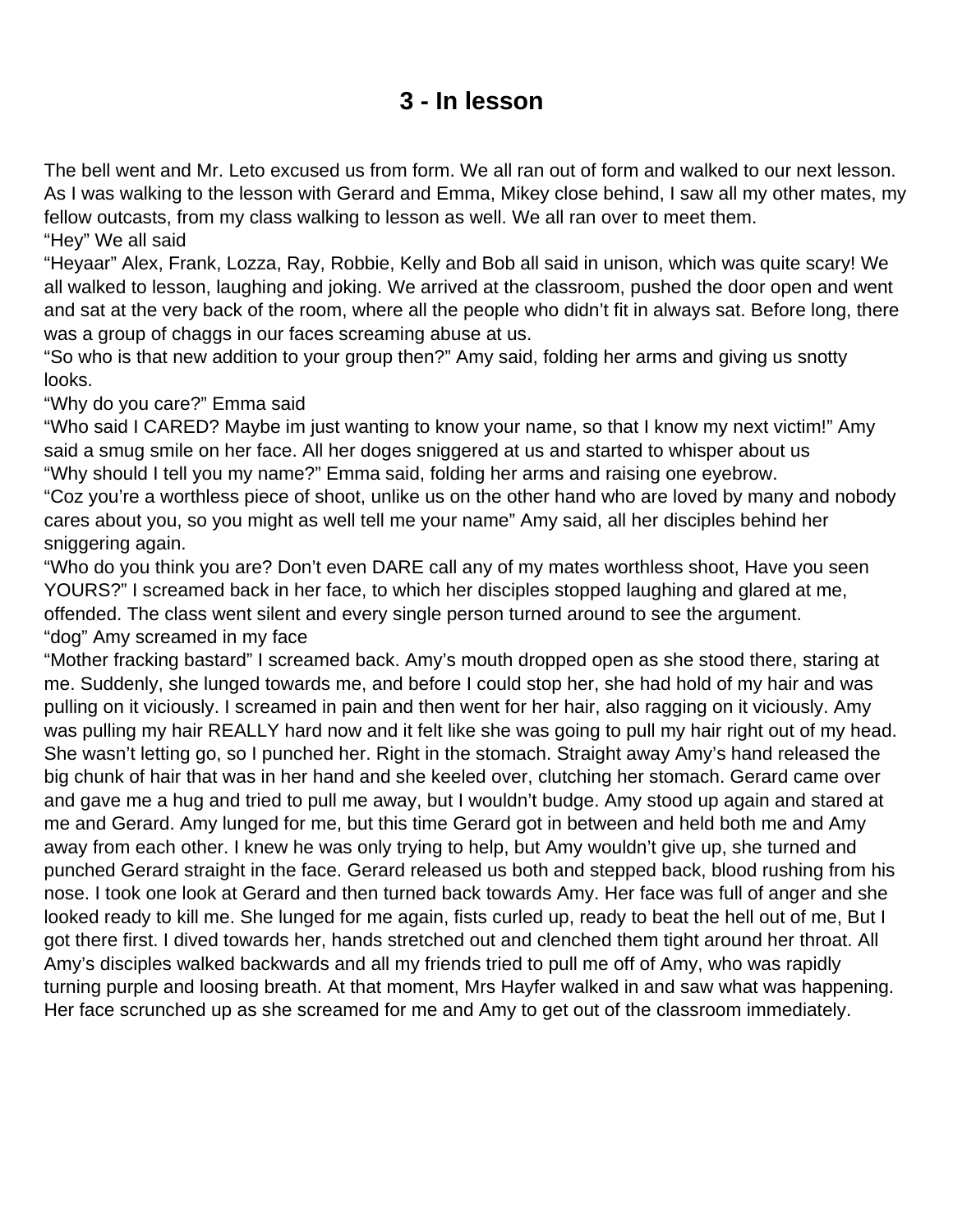# 3 - In lesson

The bell went and Mr. Leto excused us from form. We all ran out of form and walked to our next lesson. As I was walking to the lesson with Gerard and Emma, Mikey close behind, I saw all my other mates, my fellow outcasts, from my class walking to lesson as well. We all ran over to meet them.
“Hey” We all said
“Heyaar” Alex, Frank, Lozza, Ray, Robbie, Kelly and Bob all said in unison, which was quite scary! We all walked to lesson, laughing and joking. We arrived at the classroom, pushed the door open and went and sat at the very back of the room, where all the people who didn’t fit in always sat. Before long, there was a group of chaggs in our faces screaming abuse at us.
“So who is that new addition to your group then?” Amy said, folding her arms and giving us snotty looks.
“Why do you care?” Emma said
“Who said I CARED? Maybe im just wanting to know your name, so that I know my next victim!” Amy said a smug smile on her face. All her doges sniggered at us and started to whisper about us
“Why should I tell you my name?” Emma said, folding her arms and raising one eyebrow.
“Coz you’re a worthless piece of shoot, unlike us on the other hand who are loved by many and nobody cares about you, so you might as well tell me your name” Amy said, all her disciples behind her sniggering again.
“Who do you think you are? Don’t even DARE call any of my mates worthless shoot, Have you seen YOURS?” I screamed back in her face, to which her disciples stopped laughing and glared at me, offended. The class went silent and every single person turned around to see the argument.
“dog” Amy screamed in my face
“Mother fracking bastard” I screamed back. Amy’s mouth dropped open as she stood there, staring at me. Suddenly, she lunged towards me, and before I could stop her, she had hold of my hair and was pulling on it viciously. I screamed in pain and then went for her hair, also ragging on it viciously. Amy was pulling my hair REALLY hard now and it felt like she was going to pull my hair right out of my head. She wasn’t letting go, so I punched her. Right in the stomach. Straight away Amy’s hand released the big chunk of hair that was in her hand and she keeled over, clutching her stomach. Gerard came over and gave me a hug and tried to pull me away, but I wouldn’t budge. Amy stood up again and stared at me and Gerard. Amy lunged for me, but this time Gerard got in between and held both me and Amy away from each other. I knew he was only trying to help, but Amy wouldn’t give up, she turned and punched Gerard straight in the face. Gerard released us both and stepped back, blood rushing from his nose. I took one look at Gerard and then turned back towards Amy. Her face was full of anger and she looked ready to kill me. She lunged for me again, fists curled up, ready to beat the hell out of me, But I got there first. I dived towards her, hands stretched out and clenched them tight around her throat. All Amy’s disciples walked backwards and all my friends tried to pull me off of Amy, who was rapidly turning purple and loosing breath. At that moment, Mrs Hayfer walked in and saw what was happening. Her face scrunched up as she screamed for me and Amy to get out of the classroom immediately.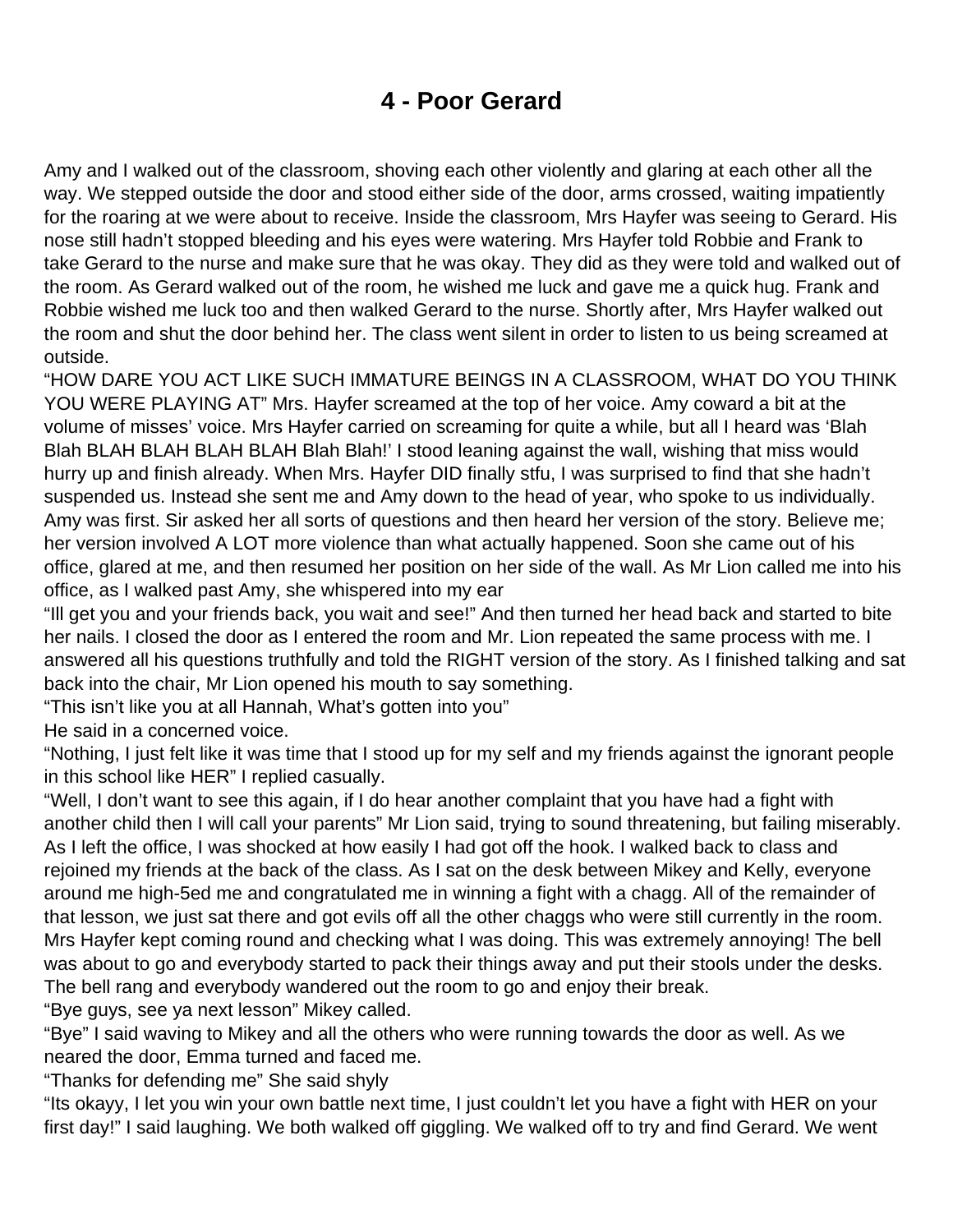# 4 - Poor Gerard

Amy and I walked out of the classroom, shoving each other violently and glaring at each other all the way. We stepped outside the door and stood either side of the door, arms crossed, waiting impatiently for the roaring at we were about to receive. Inside the classroom, Mrs Hayfer was seeing to Gerard. His nose still hadn't stopped bleeding and his eyes were watering. Mrs Hayfer told Robbie and Frank to take Gerard to the nurse and make sure that he was okay. They did as they were told and walked out of the room. As Gerard walked out of the room, he wished me luck and gave me a quick hug. Frank and Robbie wished me luck too and then walked Gerard to the nurse. Shortly after, Mrs Hayfer walked out the room and shut the door behind her. The class went silent in order to listen to us being screamed at outside.

"HOW DARE YOU ACT LIKE SUCH IMMATURE BEINGS IN A CLASSROOM, WHAT DO YOU THINK YOU WERE PLAYING AT" Mrs. Hayfer screamed at the top of her voice. Amy coward a bit at the volume of misses' voice. Mrs Hayfer carried on screaming for quite a while, but all I heard was 'Blah Blah BLAH BLAH BLAH BLAH Blah Blah!' I stood leaning against the wall, wishing that miss would hurry up and finish already. When Mrs. Hayfer DID finally stfu, I was surprised to find that she hadn't suspended us. Instead she sent me and Amy down to the head of year, who spoke to us individually. Amy was first. Sir asked her all sorts of questions and then heard her version of the story. Believe me; her version involved A LOT more violence than what actually happened. Soon she came out of his office, glared at me, and then resumed her position on her side of the wall. As Mr Lion called me into his office, as I walked past Amy, she whispered into my ear

"Ill get you and your friends back, you wait and see!" And then turned her head back and started to bite her nails. I closed the door as I entered the room and Mr. Lion repeated the same process with me. I answered all his questions truthfully and told the RIGHT version of the story. As I finished talking and sat back into the chair, Mr Lion opened his mouth to say something.

"This isn't like you at all Hannah, What's gotten into you"

He said in a concerned voice.

"Nothing, I just felt like it was time that I stood up for my self and my friends against the ignorant people in this school like HER" I replied casually.

"Well, I don't want to see this again, if I do hear another complaint that you have had a fight with another child then I will call your parents" Mr Lion said, trying to sound threatening, but failing miserably. As I left the office, I was shocked at how easily I had got off the hook. I walked back to class and rejoined my friends at the back of the class. As I sat on the desk between Mikey and Kelly, everyone around me high-5ed me and congratulated me in winning a fight with a chagg. All of the remainder of that lesson, we just sat there and got evils off all the other chaggs who were still currently in the room. Mrs Hayfer kept coming round and checking what I was doing. This was extremely annoying! The bell was about to go and everybody started to pack their things away and put their stools under the desks. The bell rang and everybody wandered out the room to go and enjoy their break.

"Bye guys, see ya next lesson" Mikey called.

"Bye" I said waving to Mikey and all the others who were running towards the door as well. As we neared the door, Emma turned and faced me.

"Thanks for defending me" She said shyly

"Its okayy, I let you win your own battle next time, I just couldn't let you have a fight with HER on your first day!" I said laughing. We both walked off giggling. We walked off to try and find Gerard. We went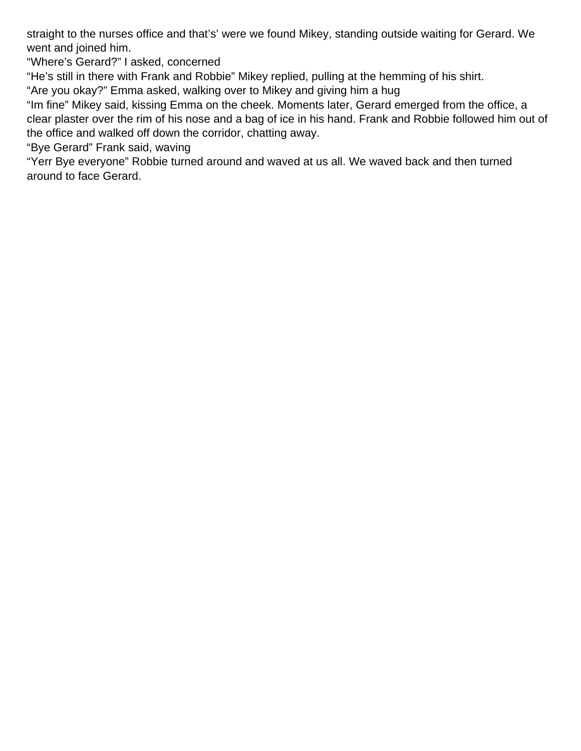straight to the nurses office and that's' were we found Mikey, standing outside waiting for Gerard. We went and joined him.

"Where's Gerard?" I asked, concerned

"He's still in there with Frank and Robbie" Mikey replied, pulling at the hemming of his shirt.

"Are you okay?" Emma asked, walking over to Mikey and giving him a hug

"Im fine" Mikey said, kissing Emma on the cheek. Moments later, Gerard emerged from the office, a clear plaster over the rim of his nose and a bag of ice in his hand. Frank and Robbie followed him out of the office and walked off down the corridor, chatting away.

"Bye Gerard" Frank said, waving

"Yerr Bye everyone" Robbie turned around and waved at us all. We waved back and then turned around to face Gerard.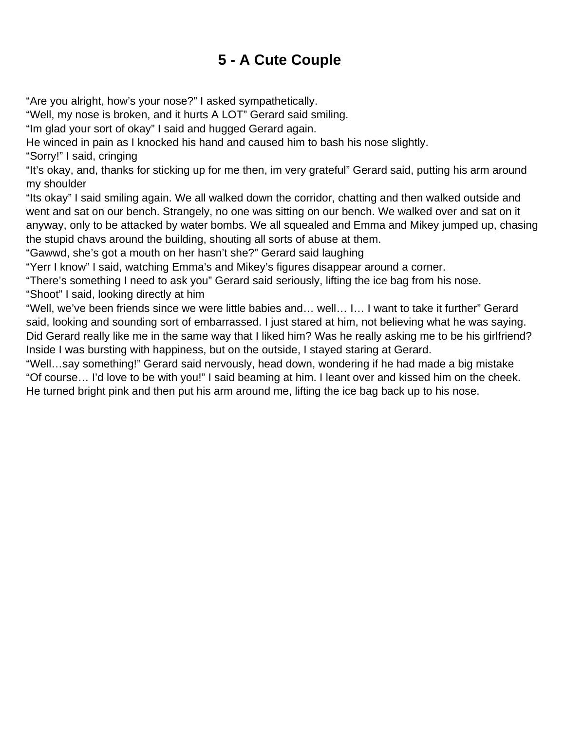# 5 - A Cute Couple

“Are you alright, how’s your nose?” I asked sympathetically.
“Well, my nose is broken, and it hurts A LOT” Gerard said smiling.
“Im glad your sort of okay” I said and hugged Gerard again.
He winced in pain as I knocked his hand and caused him to bash his nose slightly.
“Sorry!” I said, cringing
“It’s okay, and, thanks for sticking up for me then, im very grateful” Gerard said, putting his arm around my shoulder
“Its okay” I said smiling again. We all walked down the corridor, chatting and then walked outside and went and sat on our bench. Strangely, no one was sitting on our bench. We walked over and sat on it anyway, only to be attacked by water bombs. We all squealed and Emma and Mikey jumped up, chasing the stupid chavs around the building, shouting all sorts of abuse at them.
“Gawwd, she’s got a mouth on her hasn’t she?” Gerard said laughing
“Yerr I know” I said, watching Emma’s and Mikey’s figures disappear around a corner.
“There’s something I need to ask you” Gerard said seriously, lifting the ice bag from his nose.
“Shoot” I said, looking directly at him
“Well, we’ve been friends since we were little babies and… well… I… I want to take it further” Gerard said, looking and sounding sort of embarrassed. I just stared at him, not believing what he was saying. Did Gerard really like me in the same way that I liked him? Was he really asking me to be his girlfriend? Inside I was bursting with happiness, but on the outside, I stayed staring at Gerard.
“Well…say something!” Gerard said nervously, head down, wondering if he had made a big mistake
“Of course… I’d love to be with you!” I said beaming at him. I leant over and kissed him on the cheek. He turned bright pink and then put his arm around me, lifting the ice bag back up to his nose.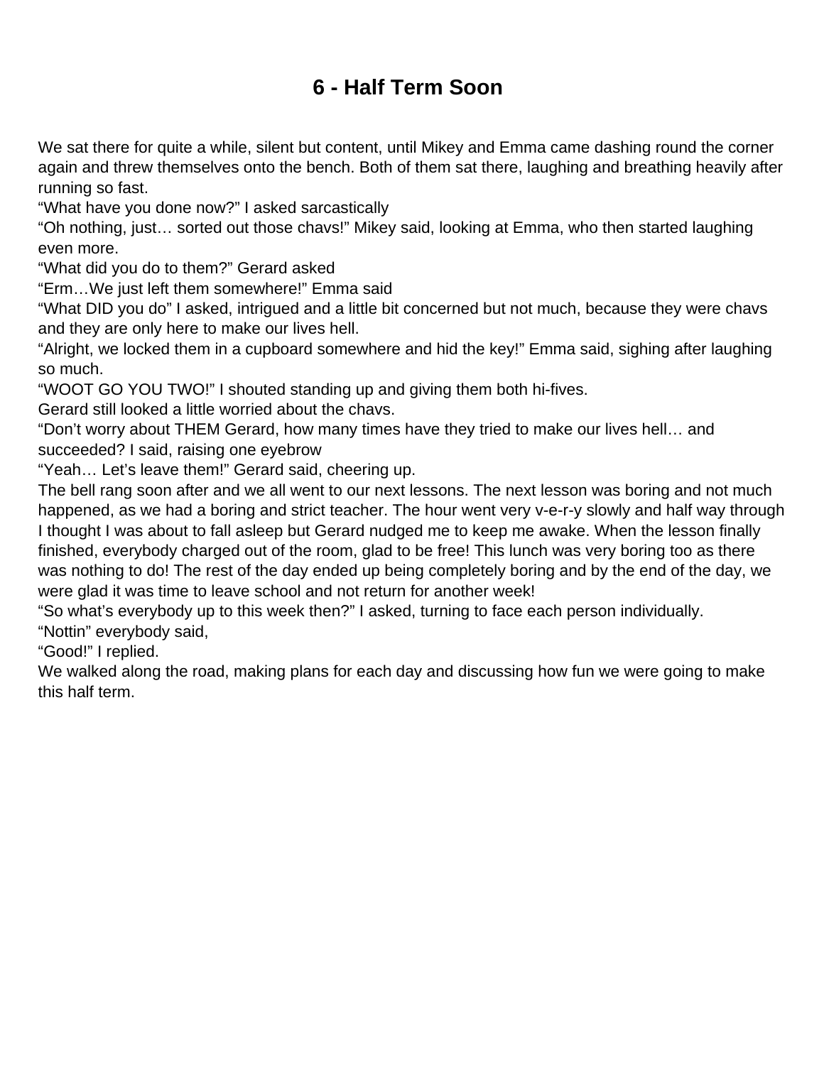# 6 - Half Term Soon

We sat there for quite a while, silent but content, until Mikey and Emma came dashing round the corner again and threw themselves onto the bench. Both of them sat there, laughing and breathing heavily after running so fast.

"What have you done now?" I asked sarcastically

"Oh nothing, just… sorted out those chavs!" Mikey said, looking at Emma, who then started laughing even more.

"What did you do to them?" Gerard asked

"Erm…We just left them somewhere!" Emma said

"What DID you do" I asked, intrigued and a little bit concerned but not much, because they were chavs and they are only here to make our lives hell.

"Alright, we locked them in a cupboard somewhere and hid the key!" Emma said, sighing after laughing so much.

"WOOT GO YOU TWO!" I shouted standing up and giving them both hi-fives.

Gerard still looked a little worried about the chavs.

"Don't worry about THEM Gerard, how many times have they tried to make our lives hell… and succeeded? I said, raising one eyebrow

"Yeah… Let's leave them!" Gerard said, cheering up.

The bell rang soon after and we all went to our next lessons. The next lesson was boring and not much happened, as we had a boring and strict teacher. The hour went very v-e-r-y slowly and half way through I thought I was about to fall asleep but Gerard nudged me to keep me awake. When the lesson finally finished, everybody charged out of the room, glad to be free! This lunch was very boring too as there was nothing to do! The rest of the day ended up being completely boring and by the end of the day, we were glad it was time to leave school and not return for another week!

"So what's everybody up to this week then?" I asked, turning to face each person individually.

"Nottin" everybody said,

"Good!" I replied.

We walked along the road, making plans for each day and discussing how fun we were going to make this half term.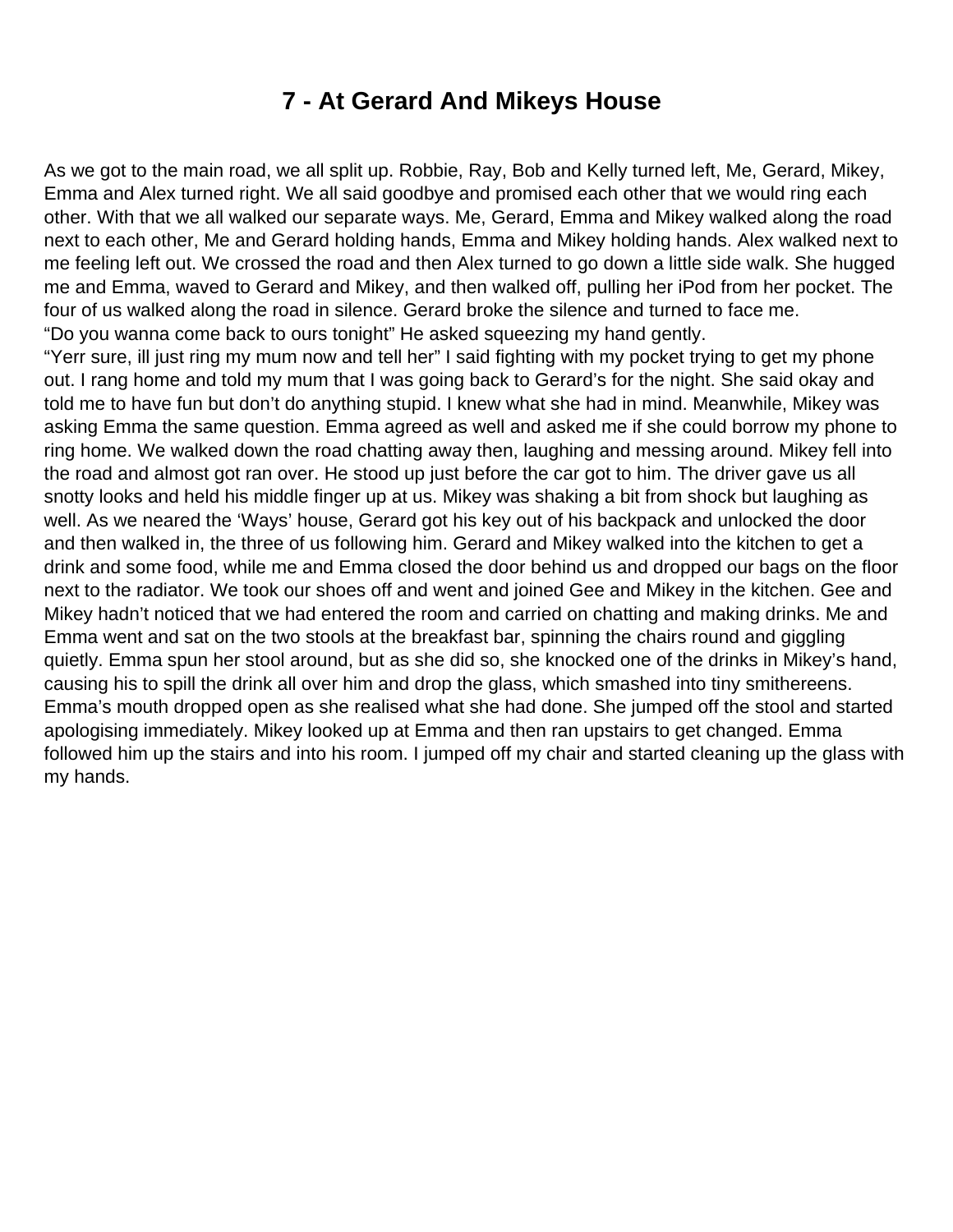# 7 - At Gerard And Mikeys House

As we got to the main road, we all split up. Robbie, Ray, Bob and Kelly turned left, Me, Gerard, Mikey, Emma and Alex turned right. We all said goodbye and promised each other that we would ring each other. With that we all walked our separate ways. Me, Gerard, Emma and Mikey walked along the road next to each other, Me and Gerard holding hands, Emma and Mikey holding hands. Alex walked next to me feeling left out. We crossed the road and then Alex turned to go down a little side walk. She hugged me and Emma, waved to Gerard and Mikey, and then walked off, pulling her iPod from her pocket. The four of us walked along the road in silence. Gerard broke the silence and turned to face me.
“Do you wanna come back to ours tonight” He asked squeezing my hand gently.
“Yerr sure, ill just ring my mum now and tell her” I said fighting with my pocket trying to get my phone out. I rang home and told my mum that I was going back to Gerard’s for the night. She said okay and told me to have fun but don’t do anything stupid. I knew what she had in mind. Meanwhile, Mikey was asking Emma the same question. Emma agreed as well and asked me if she could borrow my phone to ring home. We walked down the road chatting away then, laughing and messing around. Mikey fell into the road and almost got ran over. He stood up just before the car got to him. The driver gave us all snotty looks and held his middle finger up at us. Mikey was shaking a bit from shock but laughing as well. As we neared the ‘Ways’ house, Gerard got his key out of his backpack and unlocked the door and then walked in, the three of us following him. Gerard and Mikey walked into the kitchen to get a drink and some food, while me and Emma closed the door behind us and dropped our bags on the floor next to the radiator. We took our shoes off and went and joined Gee and Mikey in the kitchen. Gee and Mikey hadn’t noticed that we had entered the room and carried on chatting and making drinks. Me and Emma went and sat on the two stools at the breakfast bar, spinning the chairs round and giggling quietly. Emma spun her stool around, but as she did so, she knocked one of the drinks in Mikey’s hand, causing his to spill the drink all over him and drop the glass, which smashed into tiny smithereens. Emma’s mouth dropped open as she realised what she had done. She jumped off the stool and started apologising immediately. Mikey looked up at Emma and then ran upstairs to get changed. Emma followed him up the stairs and into his room. I jumped off my chair and started cleaning up the glass with my hands.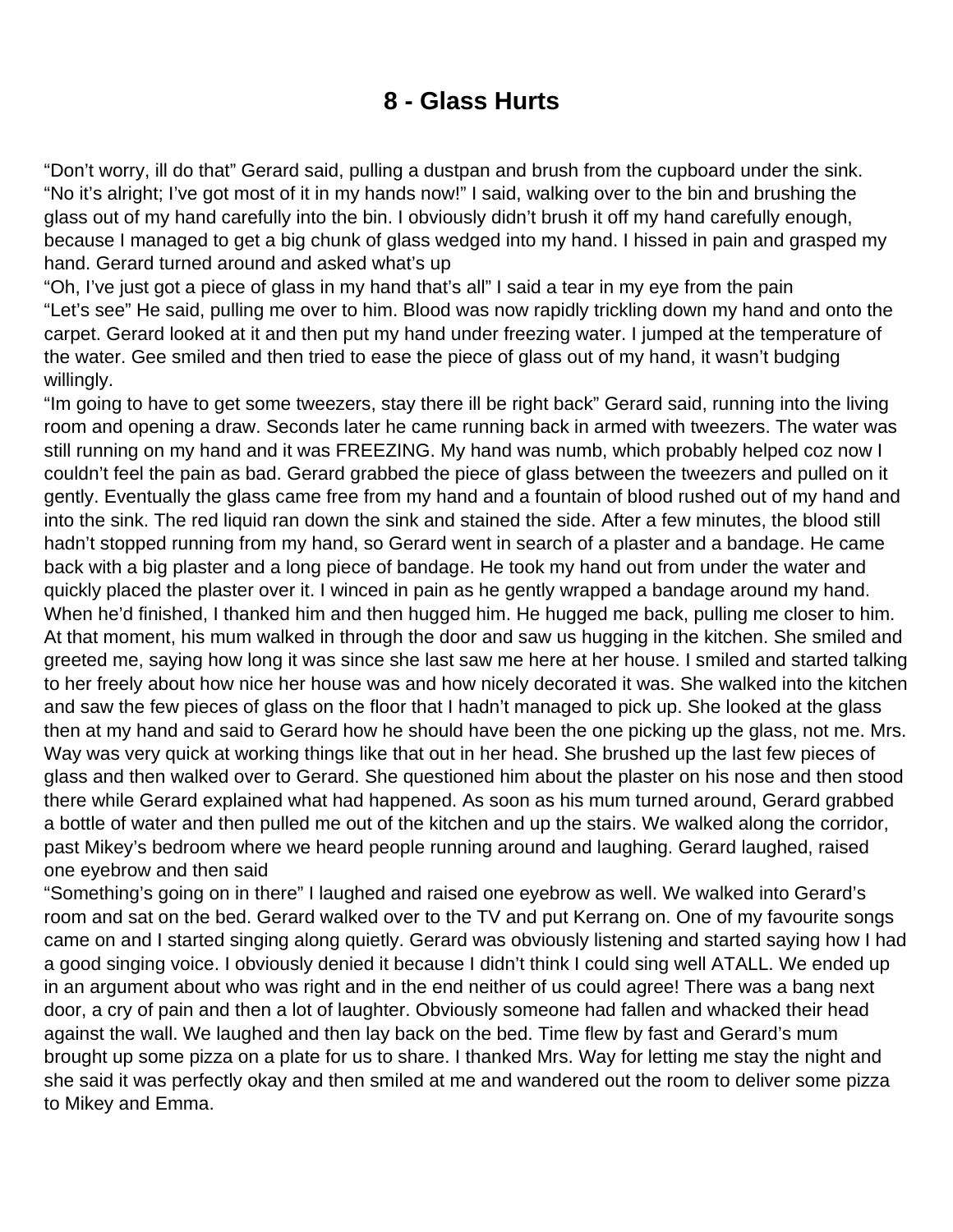# 8 - Glass Hurts

“Don’t worry, ill do that” Gerard said, pulling a dustpan and brush from the cupboard under the sink.
“No it’s alright; I’ve got most of it in my hands now!” I said, walking over to the bin and brushing the glass out of my hand carefully into the bin. I obviously didn’t brush it off my hand carefully enough, because I managed to get a big chunk of glass wedged into my hand. I hissed in pain and grasped my hand. Gerard turned around and asked what’s up
“Oh, I’ve just got a piece of glass in my hand that’s all” I said a tear in my eye from the pain
“Let’s see” He said, pulling me over to him. Blood was now rapidly trickling down my hand and onto the carpet. Gerard looked at it and then put my hand under freezing water. I jumped at the temperature of the water. Gee smiled and then tried to ease the piece of glass out of my hand, it wasn’t budging willingly.
“Im going to have to get some tweezers, stay there ill be right back” Gerard said, running into the living room and opening a draw. Seconds later he came running back in armed with tweezers. The water was still running on my hand and it was FREEZING. My hand was numb, which probably helped coz now I couldn’t feel the pain as bad. Gerard grabbed the piece of glass between the tweezers and pulled on it gently. Eventually the glass came free from my hand and a fountain of blood rushed out of my hand and into the sink. The red liquid ran down the sink and stained the side. After a few minutes, the blood still hadn’t stopped running from my hand, so Gerard went in search of a plaster and a bandage. He came back with a big plaster and a long piece of bandage. He took my hand out from under the water and quickly placed the plaster over it. I winced in pain as he gently wrapped a bandage around my hand. When he’d finished, I thanked him and then hugged him. He hugged me back, pulling me closer to him. At that moment, his mum walked in through the door and saw us hugging in the kitchen. She smiled and greeted me, saying how long it was since she last saw me here at her house. I smiled and started talking to her freely about how nice her house was and how nicely decorated it was. She walked into the kitchen and saw the few pieces of glass on the floor that I hadn’t managed to pick up. She looked at the glass then at my hand and said to Gerard how he should have been the one picking up the glass, not me. Mrs. Way was very quick at working things like that out in her head. She brushed up the last few pieces of glass and then walked over to Gerard. She questioned him about the plaster on his nose and then stood there while Gerard explained what had happened. As soon as his mum turned around, Gerard grabbed a bottle of water and then pulled me out of the kitchen and up the stairs. We walked along the corridor, past Mikey’s bedroom where we heard people running around and laughing. Gerard laughed, raised one eyebrow and then said
“Something’s going on in there” I laughed and raised one eyebrow as well. We walked into Gerard’s room and sat on the bed. Gerard walked over to the TV and put Kerrang on. One of my favourite songs came on and I started singing along quietly. Gerard was obviously listening and started saying how I had a good singing voice. I obviously denied it because I didn’t think I could sing well ATALL. We ended up in an argument about who was right and in the end neither of us could agree! There was a bang next door, a cry of pain and then a lot of laughter. Obviously someone had fallen and whacked their head against the wall. We laughed and then lay back on the bed. Time flew by fast and Gerard’s mum brought up some pizza on a plate for us to share. I thanked Mrs. Way for letting me stay the night and she said it was perfectly okay and then smiled at me and wandered out the room to deliver some pizza to Mikey and Emma.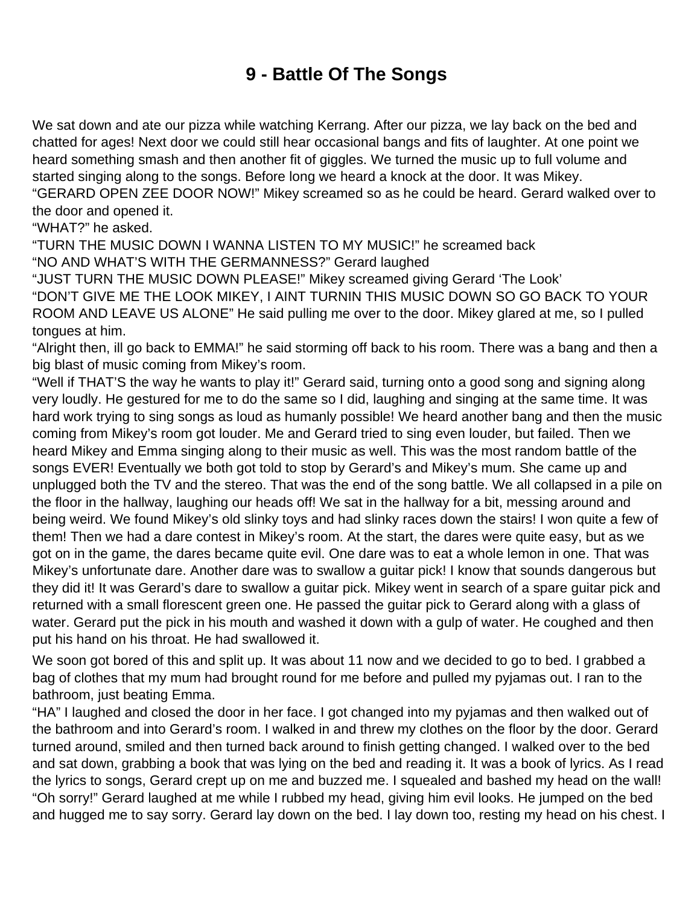# 9 - Battle Of The Songs

We sat down and ate our pizza while watching Kerrang. After our pizza, we lay back on the bed and chatted for ages! Next door we could still hear occasional bangs and fits of laughter. At one point we heard something smash and then another fit of giggles. We turned the music up to full volume and started singing along to the songs. Before long we heard a knock at the door. It was Mikey.
"GERARD OPEN ZEE DOOR NOW!" Mikey screamed so as he could be heard. Gerard walked over to the door and opened it.
"WHAT?" he asked.
"TURN THE MUSIC DOWN I WANNA LISTEN TO MY MUSIC!" he screamed back
"NO AND WHAT'S WITH THE GERMANNESS?" Gerard laughed
"JUST TURN THE MUSIC DOWN PLEASE!" Mikey screamed giving Gerard 'The Look'
"DON'T GIVE ME THE LOOK MIKEY, I AINT TURNIN THIS MUSIC DOWN SO GO BACK TO YOUR ROOM AND LEAVE US ALONE" He said pulling me over to the door. Mikey glared at me, so I pulled tongues at him.
"Alright then, ill go back to EMMA!" he said storming off back to his room. There was a bang and then a big blast of music coming from Mikey's room.
"Well if THAT'S the way he wants to play it!" Gerard said, turning onto a good song and signing along very loudly. He gestured for me to do the same so I did, laughing and singing at the same time. It was hard work trying to sing songs as loud as humanly possible! We heard another bang and then the music coming from Mikey's room got louder. Me and Gerard tried to sing even louder, but failed. Then we heard Mikey and Emma singing along to their music as well. This was the most random battle of the songs EVER! Eventually we both got told to stop by Gerard's and Mikey's mum. She came up and unplugged both the TV and the stereo. That was the end of the song battle. We all collapsed in a pile on the floor in the hallway, laughing our heads off! We sat in the hallway for a bit, messing around and being weird. We found Mikey's old slinky toys and had slinky races down the stairs! I won quite a few of them! Then we had a dare contest in Mikey's room. At the start, the dares were quite easy, but as we got on in the game, the dares became quite evil. One dare was to eat a whole lemon in one. That was Mikey's unfortunate dare. Another dare was to swallow a guitar pick! I know that sounds dangerous but they did it! It was Gerard's dare to swallow a guitar pick. Mikey went in search of a spare guitar pick and returned with a small florescent green one. He passed the guitar pick to Gerard along with a glass of water. Gerard put the pick in his mouth and washed it down with a gulp of water. He coughed and then put his hand on his throat. He had swallowed it.

We soon got bored of this and split up. It was about 11 now and we decided to go to bed. I grabbed a bag of clothes that my mum had brought round for me before and pulled my pyjamas out. I ran to the bathroom, just beating Emma.
"HA" I laughed and closed the door in her face. I got changed into my pyjamas and then walked out of the bathroom and into Gerard's room. I walked in and threw my clothes on the floor by the door. Gerard turned around, smiled and then turned back around to finish getting changed. I walked over to the bed and sat down, grabbing a book that was lying on the bed and reading it. It was a book of lyrics. As I read the lyrics to songs, Gerard crept up on me and buzzed me. I squealed and bashed my head on the wall!
"Oh sorry!" Gerard laughed at me while I rubbed my head, giving him evil looks. He jumped on the bed and hugged me to say sorry. Gerard lay down on the bed. I lay down too, resting my head on his chest. I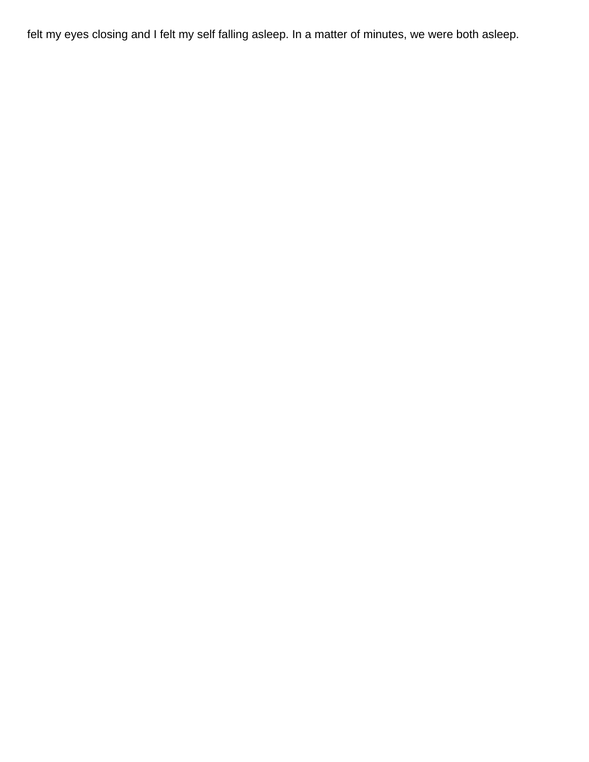felt my eyes closing and I felt my self falling asleep. In a matter of minutes, we were both asleep.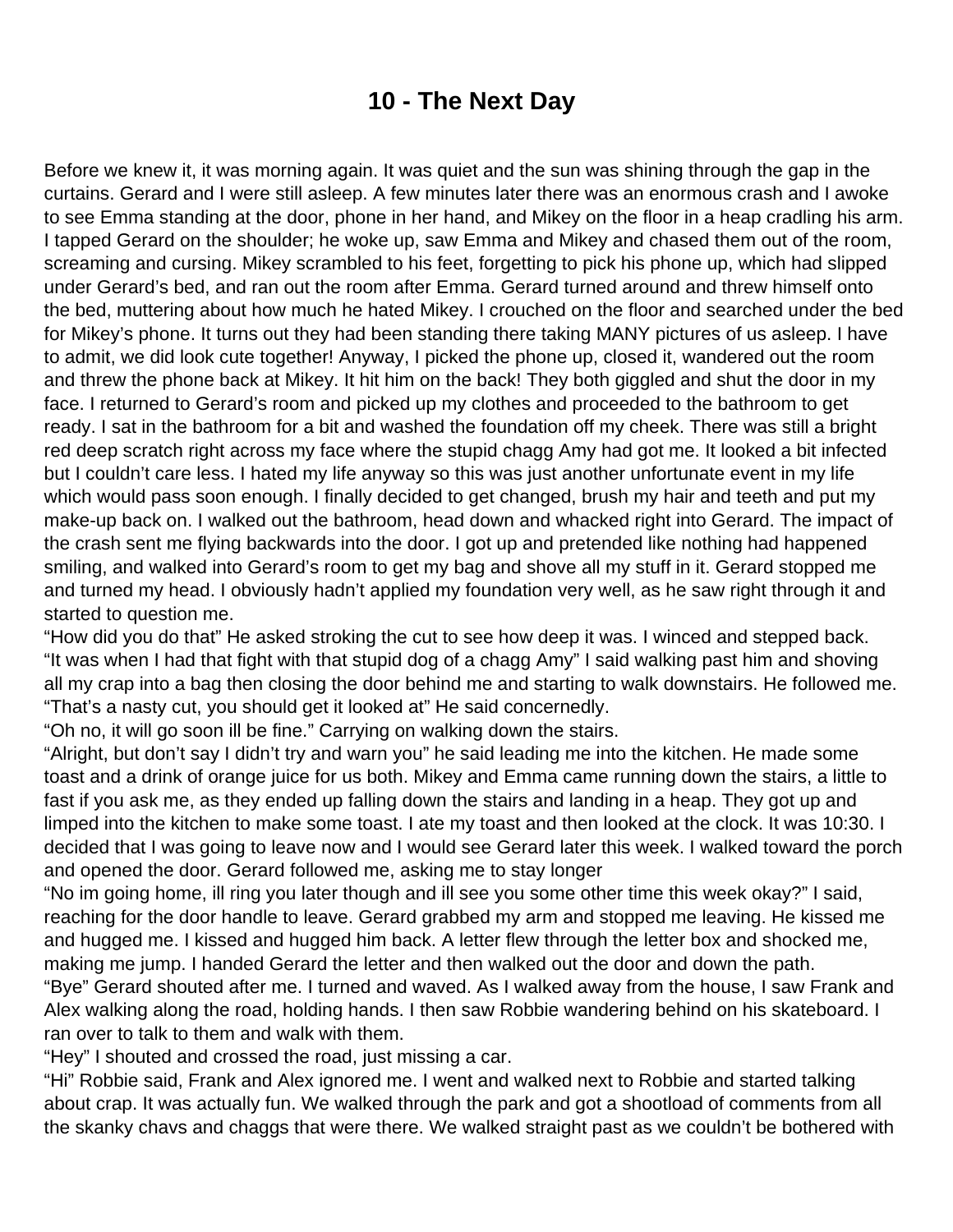# 10 - The Next Day

Before we knew it, it was morning again. It was quiet and the sun was shining through the gap in the curtains. Gerard and I were still asleep. A few minutes later there was an enormous crash and I awoke to see Emma standing at the door, phone in her hand, and Mikey on the floor in a heap cradling his arm. I tapped Gerard on the shoulder; he woke up, saw Emma and Mikey and chased them out of the room, screaming and cursing. Mikey scrambled to his feet, forgetting to pick his phone up, which had slipped under Gerard's bed, and ran out the room after Emma. Gerard turned around and threw himself onto the bed, muttering about how much he hated Mikey. I crouched on the floor and searched under the bed for Mikey's phone. It turns out they had been standing there taking MANY pictures of us asleep. I have to admit, we did look cute together! Anyway, I picked the phone up, closed it, wandered out the room and threw the phone back at Mikey. It hit him on the back! They both giggled and shut the door in my face. I returned to Gerard's room and picked up my clothes and proceeded to the bathroom to get ready. I sat in the bathroom for a bit and washed the foundation off my cheek. There was still a bright red deep scratch right across my face where the stupid chagg Amy had got me. It looked a bit infected but I couldn't care less. I hated my life anyway so this was just another unfortunate event in my life which would pass soon enough. I finally decided to get changed, brush my hair and teeth and put my make-up back on. I walked out the bathroom, head down and whacked right into Gerard. The impact of the crash sent me flying backwards into the door. I got up and pretended like nothing had happened smiling, and walked into Gerard's room to get my bag and shove all my stuff in it. Gerard stopped me and turned my head. I obviously hadn't applied my foundation very well, as he saw right through it and started to question me.

"How did you do that" He asked stroking the cut to see how deep it was. I winced and stepped back.

"It was when I had that fight with that stupid dog of a chagg Amy" I said walking past him and shoving all my crap into a bag then closing the door behind me and starting to walk downstairs. He followed me.

"That's a nasty cut, you should get it looked at" He said concernedly.

"Oh no, it will go soon ill be fine." Carrying on walking down the stairs.

"Alright, but don't say I didn't try and warn you" he said leading me into the kitchen. He made some toast and a drink of orange juice for us both. Mikey and Emma came running down the stairs, a little to fast if you ask me, as they ended up falling down the stairs and landing in a heap. They got up and limped into the kitchen to make some toast. I ate my toast and then looked at the clock. It was 10:30. I decided that I was going to leave now and I would see Gerard later this week. I walked toward the porch and opened the door. Gerard followed me, asking me to stay longer

"No im going home, ill ring you later though and ill see you some other time this week okay?" I said, reaching for the door handle to leave. Gerard grabbed my arm and stopped me leaving. He kissed me and hugged me. I kissed and hugged him back. A letter flew through the letter box and shocked me, making me jump. I handed Gerard the letter and then walked out the door and down the path.

"Bye" Gerard shouted after me. I turned and waved. As I walked away from the house, I saw Frank and Alex walking along the road, holding hands. I then saw Robbie wandering behind on his skateboard. I ran over to talk to them and walk with them.

"Hey" I shouted and crossed the road, just missing a car.

"Hi" Robbie said, Frank and Alex ignored me. I went and walked next to Robbie and started talking about crap. It was actually fun. We walked through the park and got a shootload of comments from all the skanky chavs and chaggs that were there. We walked straight past as we couldn't be bothered with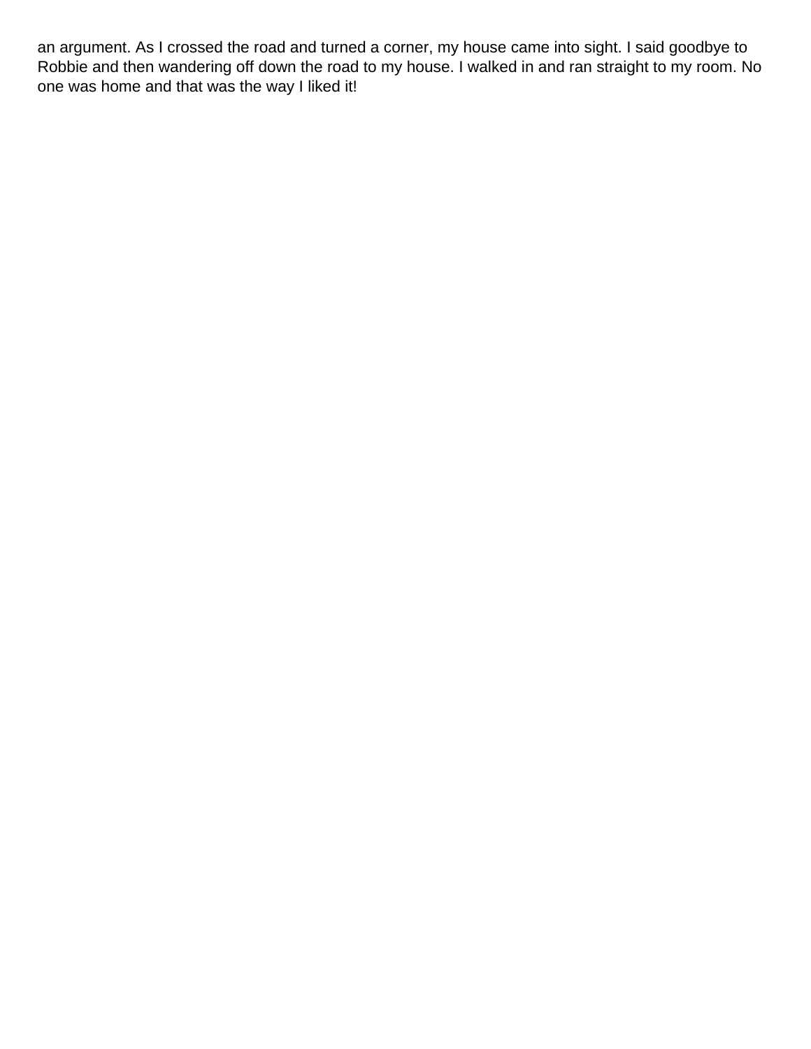an argument. As I crossed the road and turned a corner, my house came into sight. I said goodbye to Robbie and then wandering off down the road to my house. I walked in and ran straight to my room. No one was home and that was the way I liked it!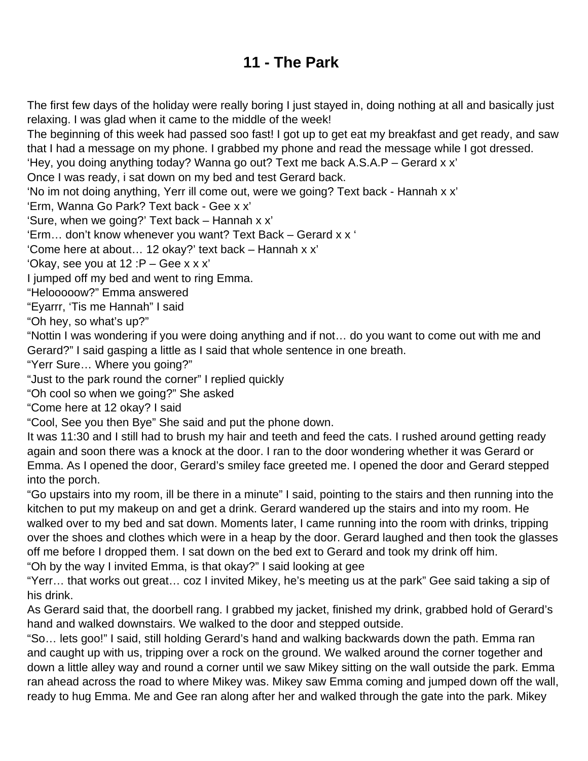# 11 - The Park

The first few days of the holiday were really boring I just stayed in, doing nothing at all and basically just relaxing. I was glad when it came to the middle of the week!

The beginning of this week had passed soo fast! I got up to get eat my breakfast and get ready, and saw that I had a message on my phone. I grabbed my phone and read the message while I got dressed.

'Hey, you doing anything today? Wanna go out? Text me back A.S.A.P – Gerard x x'

Once I was ready, i sat down on my bed and test Gerard back.

'No im not doing anything, Yerr ill come out, were we going? Text back - Hannah x x'

'Erm, Wanna Go Park? Text back - Gee x x'

'Sure, when we going?' Text back – Hannah x x'

'Erm… don't know whenever you want? Text Back – Gerard x x '

'Come here at about… 12 okay?' text back – Hannah x x'

'Okay, see you at 12 :P – Gee x x x'

I jumped off my bed and went to ring Emma.

"Helooooow?" Emma answered

"Eyarrr, 'Tis me Hannah" I said

"Oh hey, so what's up?"

"Nottin I was wondering if you were doing anything and if not… do you want to come out with me and Gerard?" I said gasping a little as I said that whole sentence in one breath.

"Yerr Sure… Where you going?"

"Just to the park round the corner" I replied quickly

"Oh cool so when we going?" She asked

"Come here at 12 okay? I said

"Cool, See you then Bye" She said and put the phone down.

It was 11:30 and I still had to brush my hair and teeth and feed the cats. I rushed around getting ready again and soon there was a knock at the door. I ran to the door wondering whether it was Gerard or Emma. As I opened the door, Gerard's smiley face greeted me. I opened the door and Gerard stepped into the porch.

"Go upstairs into my room, ill be there in a minute" I said, pointing to the stairs and then running into the kitchen to put my makeup on and get a drink. Gerard wandered up the stairs and into my room. He walked over to my bed and sat down. Moments later, I came running into the room with drinks, tripping over the shoes and clothes which were in a heap by the door. Gerard laughed and then took the glasses off me before I dropped them. I sat down on the bed ext to Gerard and took my drink off him.

"Oh by the way I invited Emma, is that okay?" I said looking at gee

"Yerr… that works out great… coz I invited Mikey, he's meeting us at the park" Gee said taking a sip of his drink.

As Gerard said that, the doorbell rang. I grabbed my jacket, finished my drink, grabbed hold of Gerard's hand and walked downstairs. We walked to the door and stepped outside.

"So… lets goo!" I said, still holding Gerard's hand and walking backwards down the path. Emma ran and caught up with us, tripping over a rock on the ground. We walked around the corner together and down a little alley way and round a corner until we saw Mikey sitting on the wall outside the park. Emma ran ahead across the road to where Mikey was. Mikey saw Emma coming and jumped down off the wall, ready to hug Emma. Me and Gee ran along after her and walked through the gate into the park. Mikey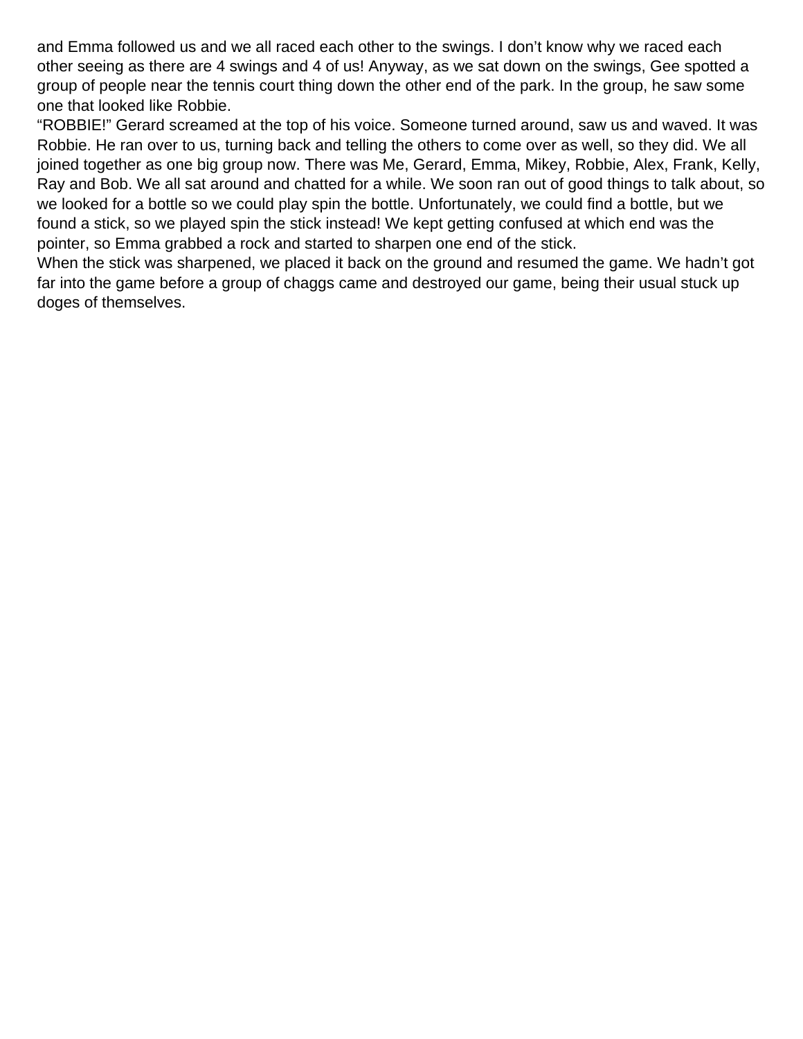and Emma followed us and we all raced each other to the swings. I don't know why we raced each other seeing as there are 4 swings and 4 of us! Anyway, as we sat down on the swings, Gee spotted a group of people near the tennis court thing down the other end of the park. In the group, he saw some one that looked like Robbie.

"ROBBIE!" Gerard screamed at the top of his voice. Someone turned around, saw us and waved. It was Robbie. He ran over to us, turning back and telling the others to come over as well, so they did. We all joined together as one big group now. There was Me, Gerard, Emma, Mikey, Robbie, Alex, Frank, Kelly, Ray and Bob. We all sat around and chatted for a while. We soon ran out of good things to talk about, so we looked for a bottle so we could play spin the bottle. Unfortunately, we could find a bottle, but we found a stick, so we played spin the stick instead! We kept getting confused at which end was the pointer, so Emma grabbed a rock and started to sharpen one end of the stick.

When the stick was sharpened, we placed it back on the ground and resumed the game. We hadn't got far into the game before a group of chaggs came and destroyed our game, being their usual stuck up doges of themselves.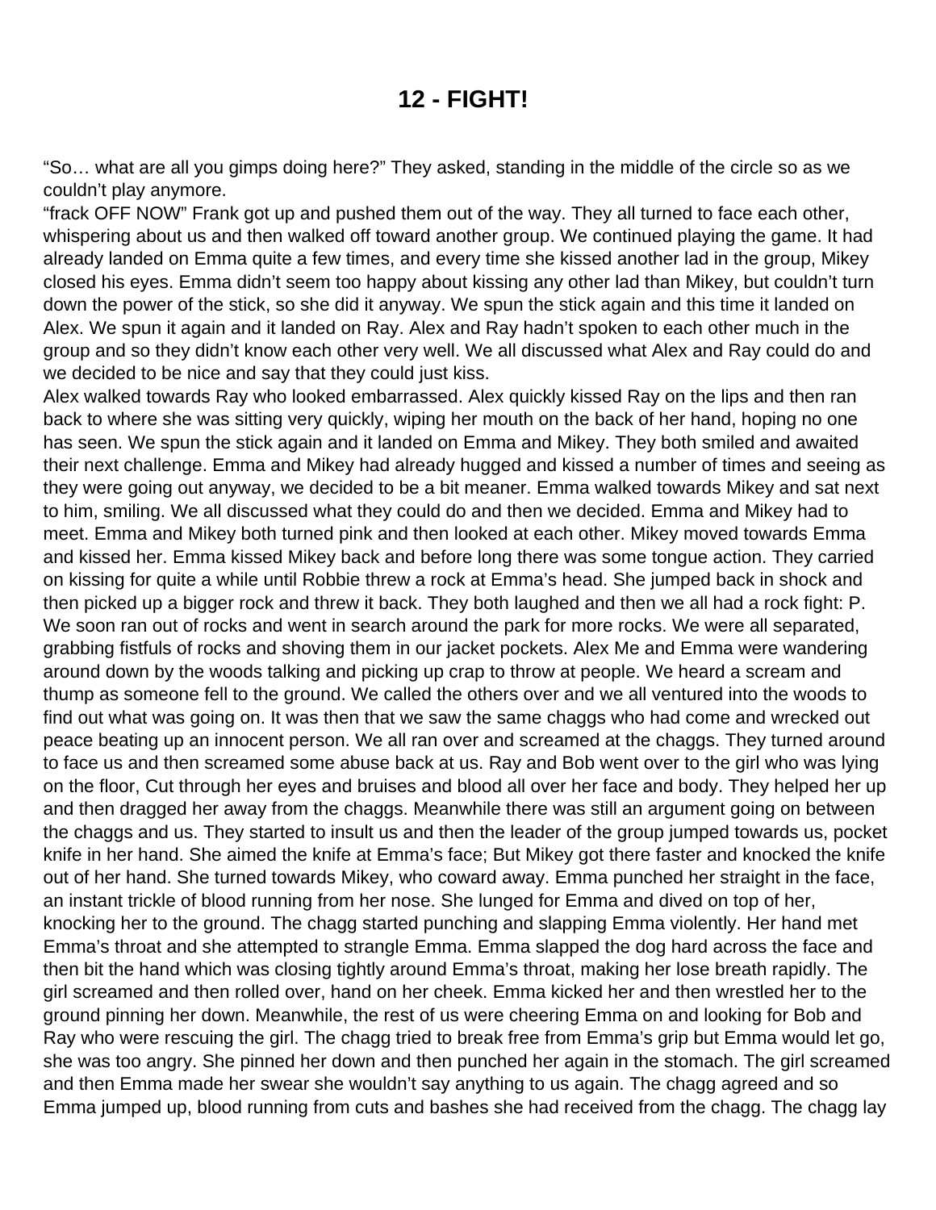# 12 - FIGHT!

“So… what are all you gimps doing here?” They asked, standing in the middle of the circle so as we couldn’t play anymore.

“frack OFF NOW” Frank got up and pushed them out of the way. They all turned to face each other, whispering about us and then walked off toward another group. We continued playing the game. It had already landed on Emma quite a few times, and every time she kissed another lad in the group, Mikey closed his eyes. Emma didn’t seem too happy about kissing any other lad than Mikey, but couldn’t turn down the power of the stick, so she did it anyway. We spun the stick again and this time it landed on Alex. We spun it again and it landed on Ray. Alex and Ray hadn’t spoken to each other much in the group and so they didn’t know each other very well. We all discussed what Alex and Ray could do and we decided to be nice and say that they could just kiss.

Alex walked towards Ray who looked embarrassed. Alex quickly kissed Ray on the lips and then ran back to where she was sitting very quickly, wiping her mouth on the back of her hand, hoping no one has seen. We spun the stick again and it landed on Emma and Mikey. They both smiled and awaited their next challenge. Emma and Mikey had already hugged and kissed a number of times and seeing as they were going out anyway, we decided to be a bit meaner. Emma walked towards Mikey and sat next to him, smiling. We all discussed what they could do and then we decided. Emma and Mikey had to meet. Emma and Mikey both turned pink and then looked at each other. Mikey moved towards Emma and kissed her. Emma kissed Mikey back and before long there was some tongue action. They carried on kissing for quite a while until Robbie threw a rock at Emma’s head. She jumped back in shock and then picked up a bigger rock and threw it back. They both laughed and then we all had a rock fight: P. We soon ran out of rocks and went in search around the park for more rocks. We were all separated, grabbing fistfuls of rocks and shoving them in our jacket pockets. Alex Me and Emma were wandering around down by the woods talking and picking up crap to throw at people. We heard a scream and thump as someone fell to the ground. We called the others over and we all ventured into the woods to find out what was going on. It was then that we saw the same chaggs who had come and wrecked out peace beating up an innocent person. We all ran over and screamed at the chaggs. They turned around to face us and then screamed some abuse back at us. Ray and Bob went over to the girl who was lying on the floor, Cut through her eyes and bruises and blood all over her face and body. They helped her up and then dragged her away from the chaggs. Meanwhile there was still an argument going on between the chaggs and us. They started to insult us and then the leader of the group jumped towards us, pocket knife in her hand. She aimed the knife at Emma’s face; But Mikey got there faster and knocked the knife out of her hand. She turned towards Mikey, who coward away. Emma punched her straight in the face, an instant trickle of blood running from her nose. She lunged for Emma and dived on top of her, knocking her to the ground. The chagg started punching and slapping Emma violently. Her hand met Emma’s throat and she attempted to strangle Emma. Emma slapped the dog hard across the face and then bit the hand which was closing tightly around Emma’s throat, making her lose breath rapidly. The girl screamed and then rolled over, hand on her cheek. Emma kicked her and then wrestled her to the ground pinning her down. Meanwhile, the rest of us were cheering Emma on and looking for Bob and Ray who were rescuing the girl. The chagg tried to break free from Emma’s grip but Emma would let go, she was too angry. She pinned her down and then punched her again in the stomach. The girl screamed and then Emma made her swear she wouldn’t say anything to us again. The chagg agreed and so Emma jumped up, blood running from cuts and bashes she had received from the chagg. The chagg lay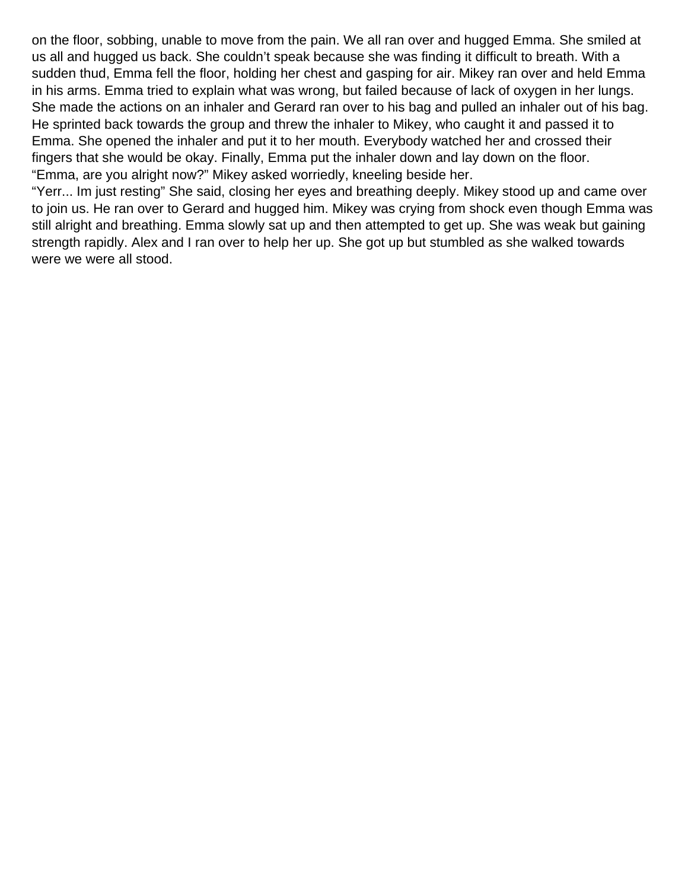on the floor, sobbing, unable to move from the pain. We all ran over and hugged Emma. She smiled at us all and hugged us back. She couldn't speak because she was finding it difficult to breath. With a sudden thud, Emma fell the floor, holding her chest and gasping for air. Mikey ran over and held Emma in his arms. Emma tried to explain what was wrong, but failed because of lack of oxygen in her lungs. She made the actions on an inhaler and Gerard ran over to his bag and pulled an inhaler out of his bag. He sprinted back towards the group and threw the inhaler to Mikey, who caught it and passed it to Emma. She opened the inhaler and put it to her mouth. Everybody watched her and crossed their fingers that she would be okay. Finally, Emma put the inhaler down and lay down on the floor.

"Emma, are you alright now?" Mikey asked worriedly, kneeling beside her.

"Yerr... Im just resting" She said, closing her eyes and breathing deeply. Mikey stood up and came over to join us. He ran over to Gerard and hugged him. Mikey was crying from shock even though Emma was still alright and breathing. Emma slowly sat up and then attempted to get up. She was weak but gaining strength rapidly. Alex and I ran over to help her up. She got up but stumbled as she walked towards were we were all stood.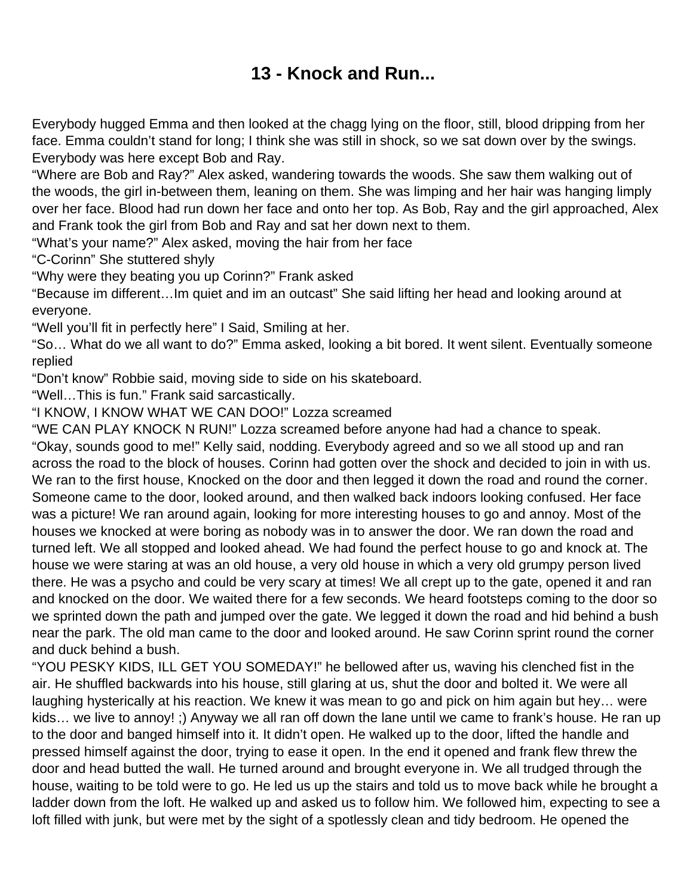# 13 - Knock and Run...

Everybody hugged Emma and then looked at the chagg lying on the floor, still, blood dripping from her face. Emma couldn't stand for long; I think she was still in shock, so we sat down over by the swings. Everybody was here except Bob and Ray.

"Where are Bob and Ray?" Alex asked, wandering towards the woods. She saw them walking out of the woods, the girl in-between them, leaning on them. She was limping and her hair was hanging limply over her face. Blood had run down her face and onto her top. As Bob, Ray and the girl approached, Alex and Frank took the girl from Bob and Ray and sat her down next to them.

"What's your name?" Alex asked, moving the hair from her face

"C-Corinn" She stuttered shyly

"Why were they beating you up Corinn?" Frank asked

"Because im different…Im quiet and im an outcast" She said lifting her head and looking around at everyone.

"Well you'll fit in perfectly here" I Said, Smiling at her.

"So… What do we all want to do?" Emma asked, looking a bit bored. It went silent. Eventually someone replied

"Don't know" Robbie said, moving side to side on his skateboard.

"Well…This is fun." Frank said sarcastically.

"I KNOW, I KNOW WHAT WE CAN DOO!" Lozza screamed

"WE CAN PLAY KNOCK N RUN!" Lozza screamed before anyone had had a chance to speak.

"Okay, sounds good to me!" Kelly said, nodding. Everybody agreed and so we all stood up and ran across the road to the block of houses. Corinn had gotten over the shock and decided to join in with us. We ran to the first house, Knocked on the door and then legged it down the road and round the corner. Someone came to the door, looked around, and then walked back indoors looking confused. Her face was a picture! We ran around again, looking for more interesting houses to go and annoy. Most of the houses we knocked at were boring as nobody was in to answer the door. We ran down the road and turned left. We all stopped and looked ahead. We had found the perfect house to go and knock at. The house we were staring at was an old house, a very old house in which a very old grumpy person lived there. He was a psycho and could be very scary at times! We all crept up to the gate, opened it and ran and knocked on the door. We waited there for a few seconds. We heard footsteps coming to the door so we sprinted down the path and jumped over the gate. We legged it down the road and hid behind a bush near the park. The old man came to the door and looked around. He saw Corinn sprint round the corner and duck behind a bush.

"YOU PESKY KIDS, ILL GET YOU SOMEDAY!" he bellowed after us, waving his clenched fist in the air. He shuffled backwards into his house, still glaring at us, shut the door and bolted it. We were all laughing hysterically at his reaction. We knew it was mean to go and pick on him again but hey… were kids… we live to annoy! ;) Anyway we all ran off down the lane until we came to frank's house. He ran up to the door and banged himself into it. It didn't open. He walked up to the door, lifted the handle and pressed himself against the door, trying to ease it open. In the end it opened and frank flew threw the door and head butted the wall. He turned around and brought everyone in. We all trudged through the house, waiting to be told were to go. He led us up the stairs and told us to move back while he brought a ladder down from the loft. He walked up and asked us to follow him. We followed him, expecting to see a loft filled with junk, but were met by the sight of a spotlessly clean and tidy bedroom. He opened the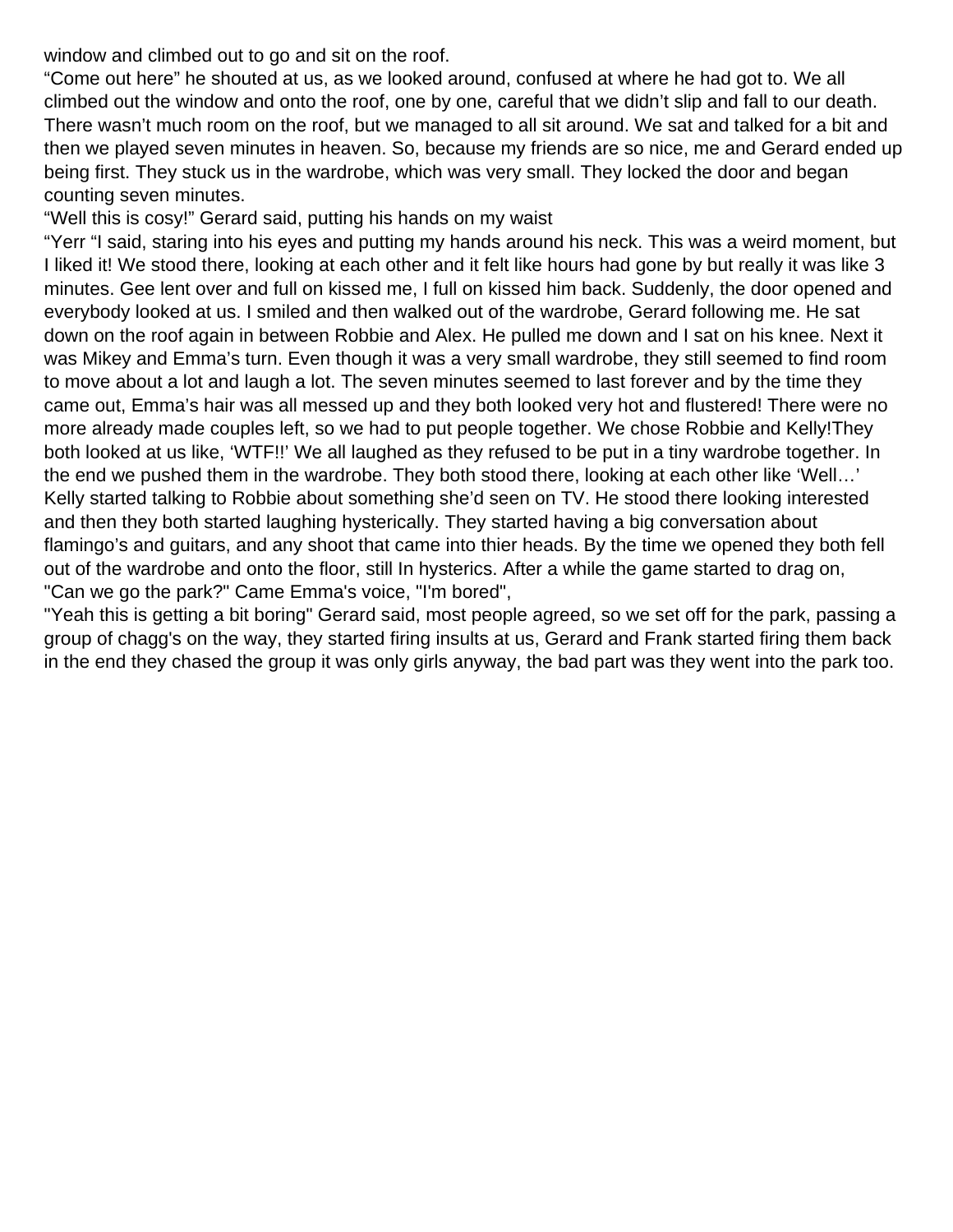window and climbed out to go and sit on the roof.
“Come out here” he shouted at us, as we looked around, confused at where he had got to. We all climbed out the window and onto the roof, one by one, careful that we didn’t slip and fall to our death. There wasn’t much room on the roof, but we managed to all sit around. We sat and talked for a bit and then we played seven minutes in heaven. So, because my friends are so nice, me and Gerard ended up being first. They stuck us in the wardrobe, which was very small. They locked the door and began counting seven minutes.
“Well this is cosy!” Gerard said, putting his hands on my waist
“Yerr “I said, staring into his eyes and putting my hands around his neck. This was a weird moment, but I liked it! We stood there, looking at each other and it felt like hours had gone by but really it was like 3 minutes. Gee lent over and full on kissed me, I full on kissed him back. Suddenly, the door opened and everybody looked at us. I smiled and then walked out of the wardrobe, Gerard following me. He sat down on the roof again in between Robbie and Alex. He pulled me down and I sat on his knee. Next it was Mikey and Emma’s turn. Even though it was a very small wardrobe, they still seemed to find room to move about a lot and laugh a lot. The seven minutes seemed to last forever and by the time they came out, Emma’s hair was all messed up and they both looked very hot and flustered! There were no more already made couples left, so we had to put people together. We chose Robbie and Kelly!They both looked at us like, ‘WTF!!’ We all laughed as they refused to be put in a tiny wardrobe together. In the end we pushed them in the wardrobe. They both stood there, looking at each other like ‘Well…’ Kelly started talking to Robbie about something she’d seen on TV. He stood there looking interested and then they both started laughing hysterically. They started having a big conversation about flamingo’s and guitars, and any shoot that came into thier heads. By the time we opened they both fell out of the wardrobe and onto the floor, still In hysterics. After a while the game started to drag on,
"Can we go the park?" Came Emma's voice, "I'm bored",
"Yeah this is getting a bit boring" Gerard said, most people agreed, so we set off for the park, passing a group of chagg's on the way, they started firing insults at us, Gerard and Frank started firing them back in the end they chased the group it was only girls anyway, the bad part was they went into the park too.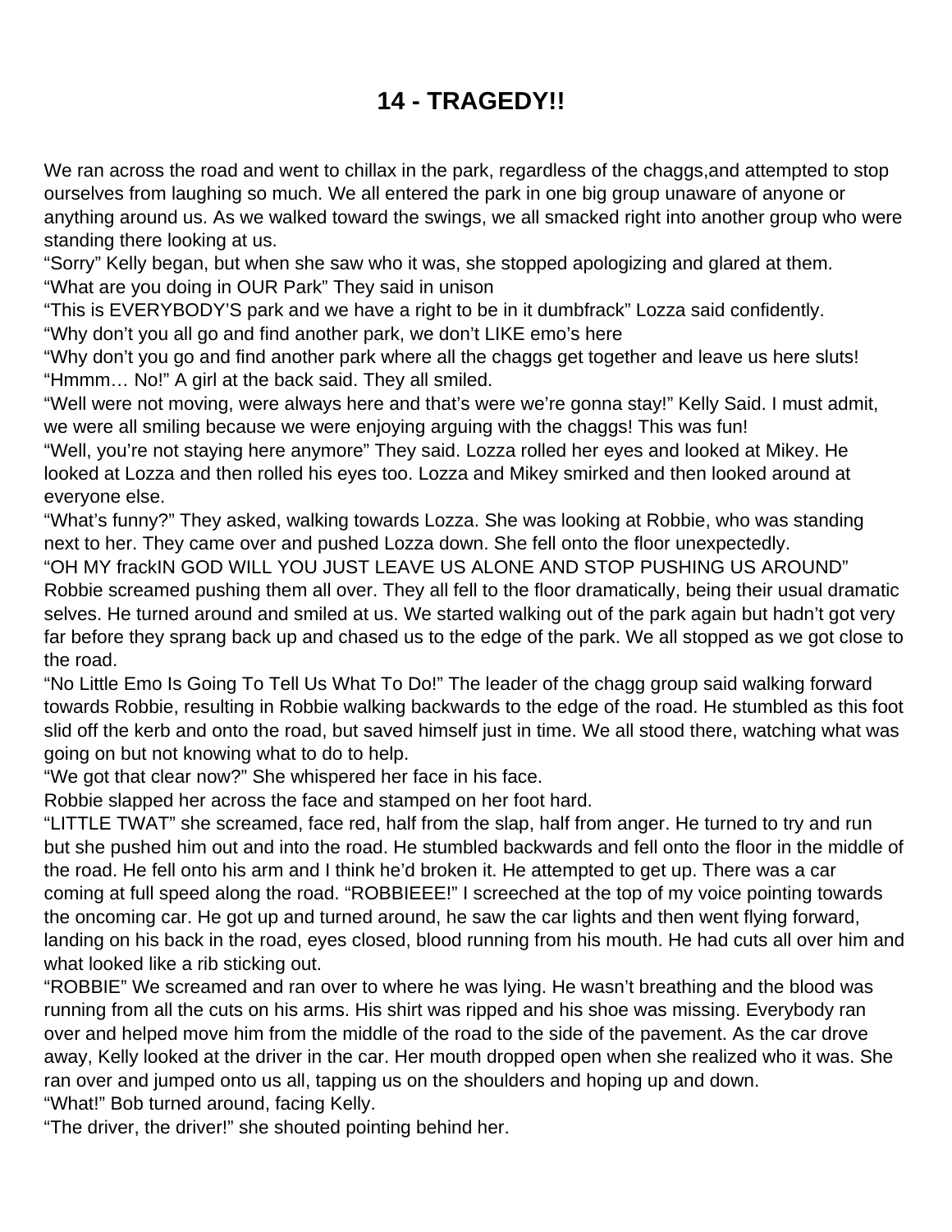# 14 - TRAGEDY!!

We ran across the road and went to chillax in the park, regardless of the chaggs,and attempted to stop ourselves from laughing so much. We all entered the park in one big group unaware of anyone or anything around us. As we walked toward the swings, we all smacked right into another group who were standing there looking at us.

"Sorry" Kelly began, but when she saw who it was, she stopped apologizing and glared at them.

"What are you doing in OUR Park" They said in unison

"This is EVERYBODY'S park and we have a right to be in it dumbfrack" Lozza said confidently.

"Why don't you all go and find another park, we don't LIKE emo's here

"Why don't you go and find another park where all the chaggs get together and leave us here sluts!

"Hmmm… No!" A girl at the back said. They all smiled.

"Well were not moving, were always here and that's were we're gonna stay!" Kelly Said. I must admit, we were all smiling because we were enjoying arguing with the chaggs! This was fun!

"Well, you're not staying here anymore" They said. Lozza rolled her eyes and looked at Mikey. He looked at Lozza and then rolled his eyes too. Lozza and Mikey smirked and then looked around at everyone else.

"What's funny?" They asked, walking towards Lozza. She was looking at Robbie, who was standing next to her. They came over and pushed Lozza down. She fell onto the floor unexpectedly.

"OH MY frackIN GOD WILL YOU JUST LEAVE US ALONE AND STOP PUSHING US AROUND" Robbie screamed pushing them all over. They all fell to the floor dramatically, being their usual dramatic selves. He turned around and smiled at us. We started walking out of the park again but hadn't got very far before they sprang back up and chased us to the edge of the park. We all stopped as we got close to the road.

"No Little Emo Is Going To Tell Us What To Do!" The leader of the chagg group said walking forward towards Robbie, resulting in Robbie walking backwards to the edge of the road. He stumbled as this foot slid off the kerb and onto the road, but saved himself just in time. We all stood there, watching what was going on but not knowing what to do to help.

"We got that clear now?" She whispered her face in his face.

Robbie slapped her across the face and stamped on her foot hard.

"LITTLE TWAT" she screamed, face red, half from the slap, half from anger. He turned to try and run but she pushed him out and into the road. He stumbled backwards and fell onto the floor in the middle of the road. He fell onto his arm and I think he'd broken it. He attempted to get up. There was a car coming at full speed along the road. "ROBBIEEE!" I screeched at the top of my voice pointing towards the oncoming car. He got up and turned around, he saw the car lights and then went flying forward, landing on his back in the road, eyes closed, blood running from his mouth. He had cuts all over him and what looked like a rib sticking out.

"ROBBIE" We screamed and ran over to where he was lying. He wasn't breathing and the blood was running from all the cuts on his arms. His shirt was ripped and his shoe was missing. Everybody ran over and helped move him from the middle of the road to the side of the pavement. As the car drove away, Kelly looked at the driver in the car. Her mouth dropped open when she realized who it was. She ran over and jumped onto us all, tapping us on the shoulders and hoping up and down.

"What!" Bob turned around, facing Kelly.

"The driver, the driver!" she shouted pointing behind her.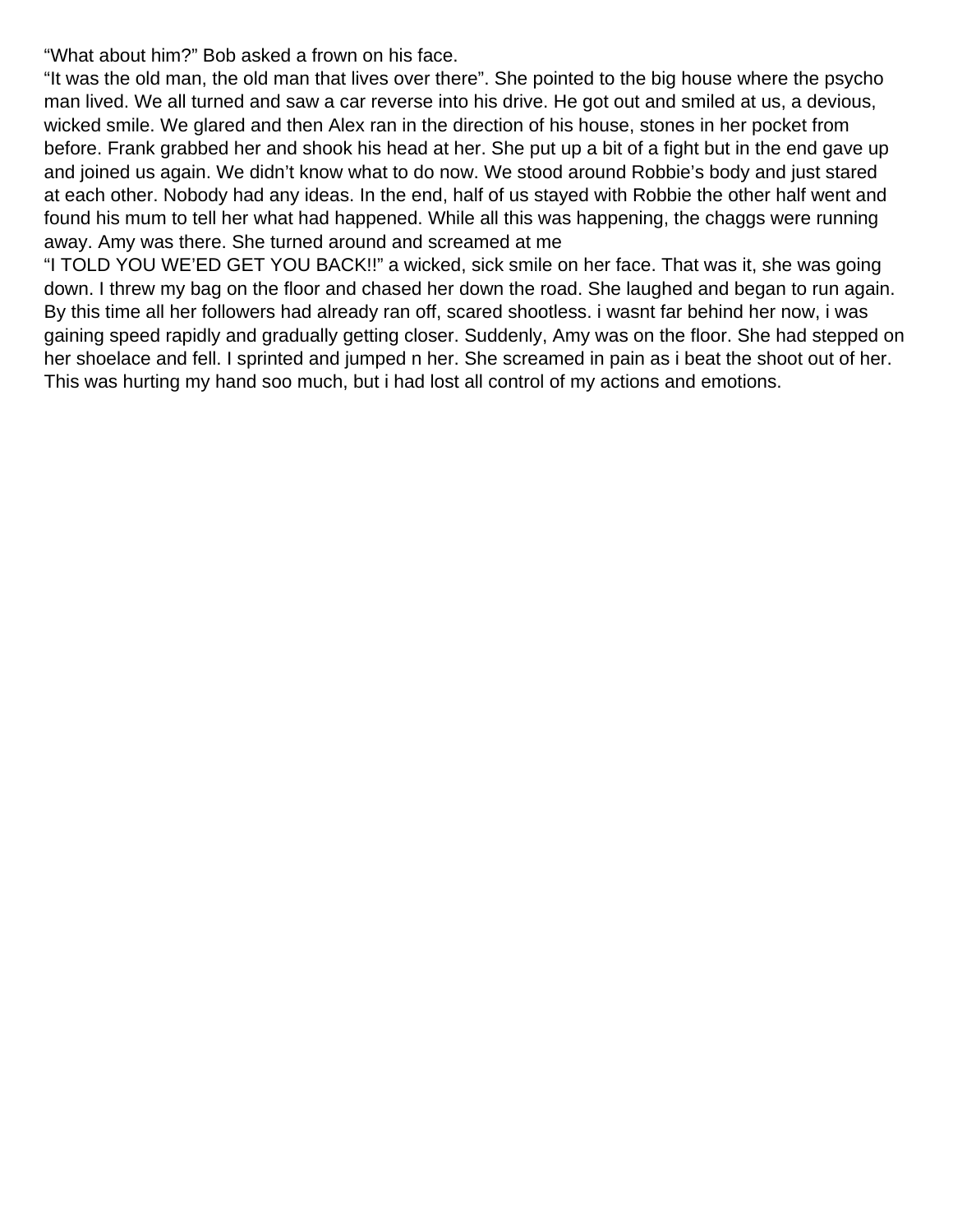“What about him?” Bob asked a frown on his face.
“It was the old man, the old man that lives over there”. She pointed to the big house where the psycho man lived. We all turned and saw a car reverse into his drive. He got out and smiled at us, a devious, wicked smile. We glared and then Alex ran in the direction of his house, stones in her pocket from before. Frank grabbed her and shook his head at her. She put up a bit of a fight but in the end gave up and joined us again. We didn’t know what to do now. We stood around Robbie’s body and just stared at each other. Nobody had any ideas. In the end, half of us stayed with Robbie the other half went and found his mum to tell her what had happened. While all this was happening, the chaggs were running away. Amy was there. She turned around and screamed at me
“I TOLD YOU WE’ED GET YOU BACK!!” a wicked, sick smile on her face. That was it, she was going down. I threw my bag on the floor and chased her down the road. She laughed and began to run again. By this time all her followers had already ran off, scared shootless. i wasnt far behind her now, i was gaining speed rapidly and gradually getting closer. Suddenly, Amy was on the floor. She had stepped on her shoelace and fell. I sprinted and jumped n her. She screamed in pain as i beat the shoot out of her. This was hurting my hand soo much, but i had lost all control of my actions and emotions.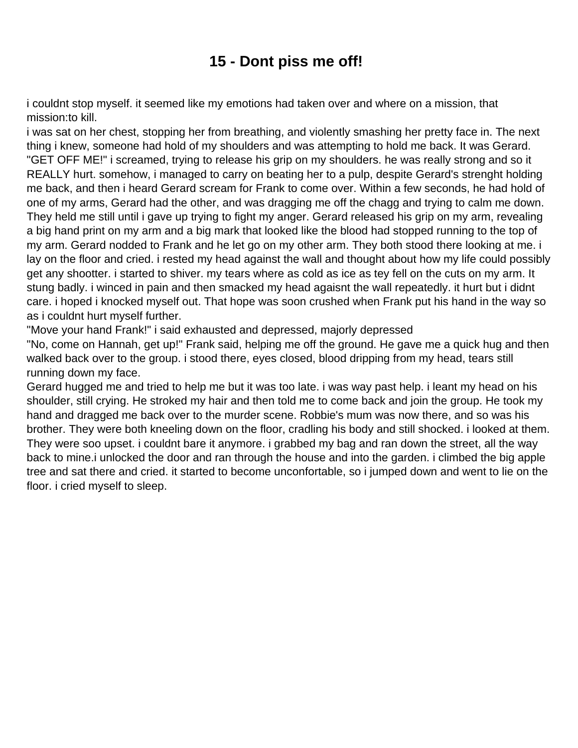# 15 - Dont piss me off!

i couldnt stop myself. it seemed like my emotions had taken over and where on a mission, that mission:to kill.
i was sat on her chest, stopping her from breathing, and violently smashing her pretty face in. The next thing i knew, someone had hold of my shoulders and was attempting to hold me back. It was Gerard.
"GET OFF ME!" i screamed, trying to release his grip on my shoulders. he was really strong and so it REALLY hurt. somehow, i managed to carry on beating her to a pulp, despite Gerard's strenght holding me back, and then i heard Gerard scream for Frank to come over. Within a few seconds, he had hold of one of my arms, Gerard had the other, and was dragging me off the chagg and trying to calm me down. They held me still until i gave up trying to fight my anger. Gerard released his grip on my arm, revealing a big hand print on my arm and a big mark that looked like the blood had stopped running to the top of my arm. Gerard nodded to Frank and he let go on my other arm. They both stood there looking at me. i lay on the floor and cried. i rested my head against the wall and thought about how my life could possibly get any shootter. i started to shiver. my tears where as cold as ice as tey fell on the cuts on my arm. It stung badly. i winced in pain and then smacked my head agaisnt the wall repeatedly. it hurt but i didnt care. i hoped i knocked myself out. That hope was soon crushed when Frank put his hand in the way so as i couldnt hurt myself further.
"Move your hand Frank!" i said exhausted and depressed, majorly depressed
"No, come on Hannah, get up!" Frank said, helping me off the ground. He gave me a quick hug and then walked back over to the group. i stood there, eyes closed, blood dripping from my head, tears still running down my face.
Gerard hugged me and tried to help me but it was too late. i was way past help. i leant my head on his shoulder, still crying. He stroked my hair and then told me to come back and join the group. He took my hand and dragged me back over to the murder scene. Robbie's mum was now there, and so was his brother. They were both kneeling down on the floor, cradling his body and still shocked. i looked at them. They were soo upset. i couldnt bare it anymore. i grabbed my bag and ran down the street, all the way back to mine.i unlocked the door and ran through the house and into the garden. i climbed the big apple tree and sat there and cried. it started to become unconfortable, so i jumped down and went to lie on the floor. i cried myself to sleep.